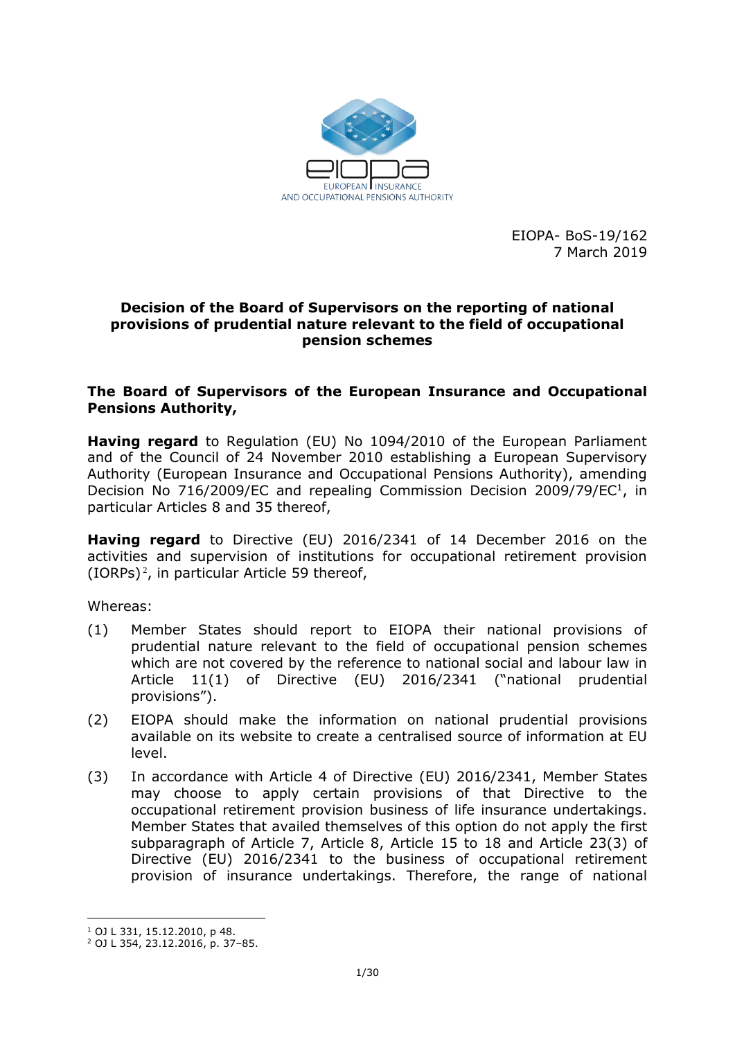EIOPA- BoS-19/162
7 March 2019

# Decision of the Board of Supervisors on the reporting of national provisions of prudential nature relevant to the field of occupational pension schemes

**The Board of Supervisors of the European Insurance and Occupational Pensions Authority,**

**Having regard** to Regulation (EU) No 1094/2010 of the European Parliament and of the Council of 24 November 2010 establishing a European Supervisory Authority (European Insurance and Occupational Pensions Authority), amending Decision No 716/2009/EC and repealing Commission Decision 2009/79/EC[1], in particular Articles 8 and 35 thereof,

**Having regard** to Directive (EU) 2016/2341 of 14 December 2016 on the activities and supervision of institutions for occupational retirement provision (IORPs)[2], in particular Article 59 thereof,

Whereas:

(1) Member States should report to EIOPA their national provisions of prudential nature relevant to the field of occupational pension schemes which are not covered by the reference to national social and labour law in Article 11(1) of Directive (EU) 2016/2341 ("national prudential provisions").

(2) EIOPA should make the information on national prudential provisions available on its website to create a centralised source of information at EU level.

(3) In accordance with Article 4 of Directive (EU) 2016/2341, Member States may choose to apply certain provisions of that Directive to the occupational retirement provision business of life insurance undertakings. Member States that availed themselves of this option do not apply the first subparagraph of Article 7, Article 8, Article 15 to 18 and Article 23(3) of Directive (EU) 2016/2341 to the business of occupational retirement provision of insurance undertakings. Therefore, the range of national

[1] OJ L 331, 15.12.2010, p 48.

[2] OJ L 354, 23.12.2016, p. 37–85.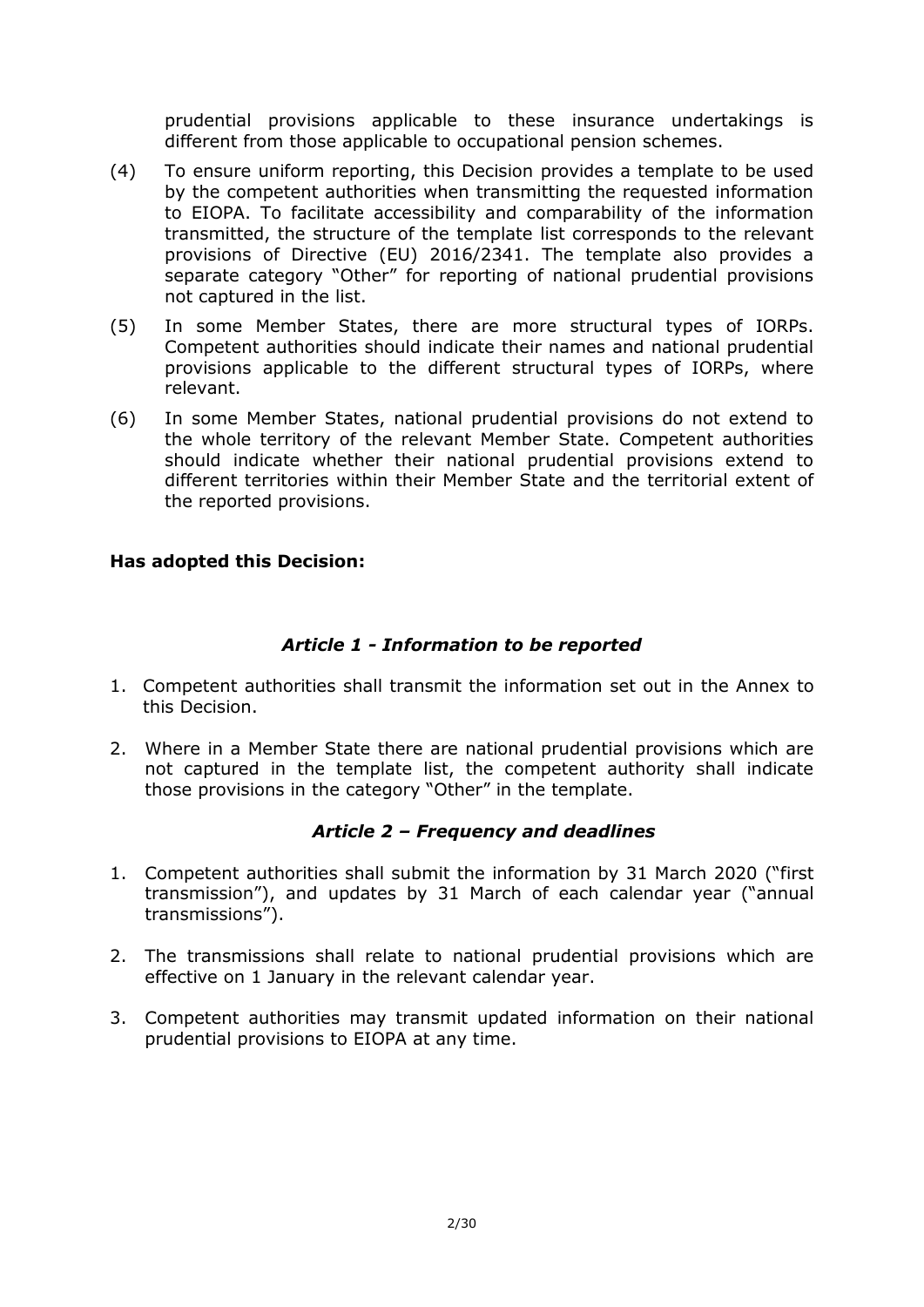prudential provisions applicable to these insurance undertakings is different from those applicable to occupational pension schemes.

(4) To ensure uniform reporting, this Decision provides a template to be used by the competent authorities when transmitting the requested information to EIOPA. To facilitate accessibility and comparability of the information transmitted, the structure of the template list corresponds to the relevant provisions of Directive (EU) 2016/2341. The template also provides a separate category "Other" for reporting of national prudential provisions not captured in the list.

(5) In some Member States, there are more structural types of IORPs. Competent authorities should indicate their names and national prudential provisions applicable to the different structural types of IORPs, where relevant.

(6) In some Member States, national prudential provisions do not extend to the whole territory of the relevant Member State. Competent authorities should indicate whether their national prudential provisions extend to different territories within their Member State and the territorial extent of the reported provisions.

**Has adopted this Decision:**

### *Article 1 - Information to be reported*

1. Competent authorities shall transmit the information set out in the Annex to this Decision.

2. Where in a Member State there are national prudential provisions which are not captured in the template list, the competent authority shall indicate those provisions in the category "Other" in the template.

### *Article 2 – Frequency and deadlines*

1. Competent authorities shall submit the information by 31 March 2020 ("first transmission"), and updates by 31 March of each calendar year ("annual transmissions").

2. The transmissions shall relate to national prudential provisions which are effective on 1 January in the relevant calendar year.

3. Competent authorities may transmit updated information on their national prudential provisions to EIOPA at any time.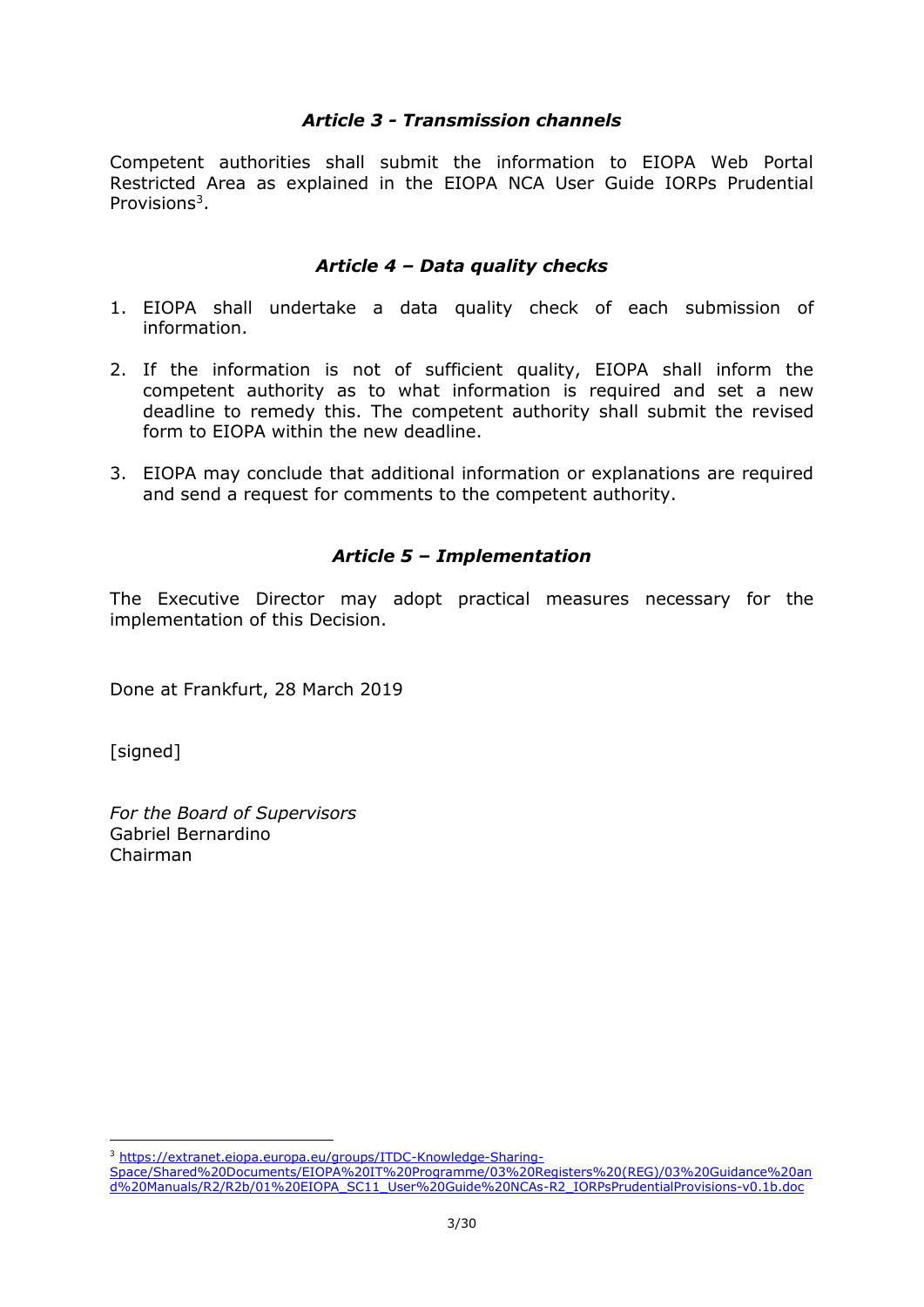### *Article 3 - Transmission channels*

Competent authorities shall submit the information to EIOPA Web Portal Restricted Area as explained in the EIOPA NCA User Guide IORPs Prudential Provisions[3].

### *Article 4 – Data quality checks*

1. EIOPA shall undertake a data quality check of each submission of information.

2. If the information is not of sufficient quality, EIOPA shall inform the competent authority as to what information is required and set a new deadline to remedy this. The competent authority shall submit the revised form to EIOPA within the new deadline.

3. EIOPA may conclude that additional information or explanations are required and send a request for comments to the competent authority.

### *Article 5 – Implementation*

The Executive Director may adopt practical measures necessary for the implementation of this Decision.

Done at Frankfurt, 28 March 2019

[signed]

*For the Board of Supervisors*
Gabriel Bernardino
Chairman

---

[3] https://extranet.eiopa.europa.eu/groups/ITDC-Knowledge-Sharing-Space/Shared%20Documents/EIOPA%20IT%20Programme/03%20Registers%20(REG)/03%20Guidance%20and%20Manuals/R2/R2b/01%20EIOPA_SC11_User%20Guide%20NCAs-R2_IORPsPrudentialProvisions-v0.1b.doc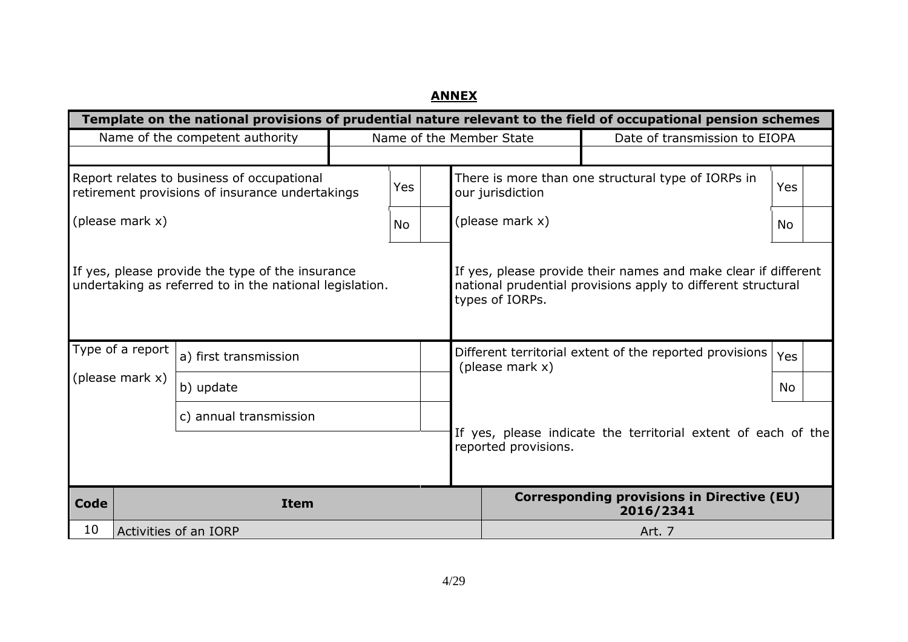## ANNEX

| Template on the national provisions of prudential nature relevant to the field of occupational pension schemes | | | | | |
|---|---|---|---|---|---|
| Name of the competent authority | | Name of the Member State | | Date of transmission to EIOPA | |
| | | | | | |
| Report relates to business of occupational retirement provisions of insurance undertakings (please mark x) | Yes / No | | There is more than one structural type of IORPs in our jurisdiction (please mark x) | | Yes / No |
| If yes, please provide the type of the insurance undertaking as referred to in the national legislation. | | | If yes, please provide their names and make clear if different national prudential provisions apply to different structural types of IORPs. | | |
| Type of a report (please mark x) | a) first transmission | | Different territorial extent of the reported provisions (please mark x) | | Yes |
| | b) update | | | | No |
| | c) annual transmission | | If yes, please indicate the territorial extent of each of the reported provisions. | | |

| Code | Item | Corresponding provisions in Directive (EU) 2016/2341 |
|---|---|---|
| 10 | Activities of an IORP | Art. 7 |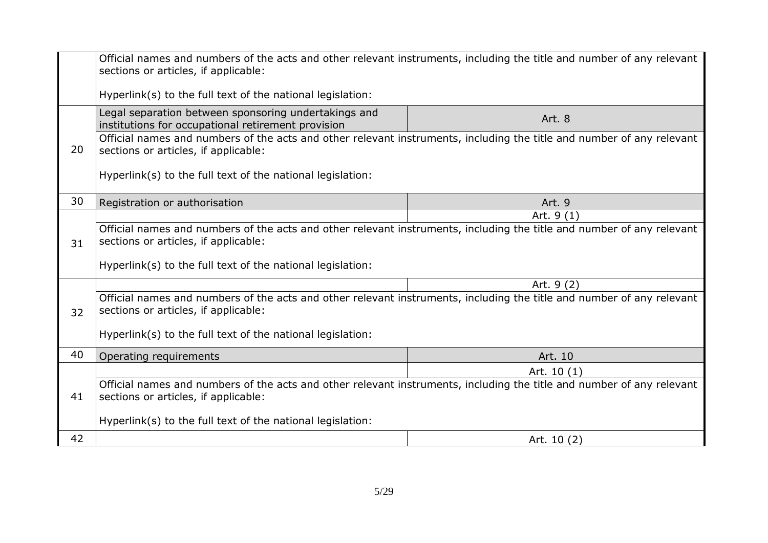| | | |
|---|---|---|
| | Official names and numbers of the acts and other relevant instruments, including the title and number of any relevant sections or articles, if applicable:<br><br>Hyperlink(s) to the full text of the national legislation: | |
| 20 | Legal separation between sponsoring undertakings and institutions for occupational retirement provision | Art. 8 |
| | Official names and numbers of the acts and other relevant instruments, including the title and number of any relevant sections or articles, if applicable:<br><br>Hyperlink(s) to the full text of the national legislation: | |
| 30 | Registration or authorisation | Art. 9 |
| 31 | | Art. 9 (1) |
| | Official names and numbers of the acts and other relevant instruments, including the title and number of any relevant sections or articles, if applicable:<br><br>Hyperlink(s) to the full text of the national legislation: | |
| 32 | | Art. 9 (2) |
| | Official names and numbers of the acts and other relevant instruments, including the title and number of any relevant sections or articles, if applicable:<br><br>Hyperlink(s) to the full text of the national legislation: | |
| 40 | Operating requirements | Art. 10 |
| 41 | | Art. 10 (1) |
| | Official names and numbers of the acts and other relevant instruments, including the title and number of any relevant sections or articles, if applicable:<br><br>Hyperlink(s) to the full text of the national legislation: | |
| 42 | | Art. 10 (2) |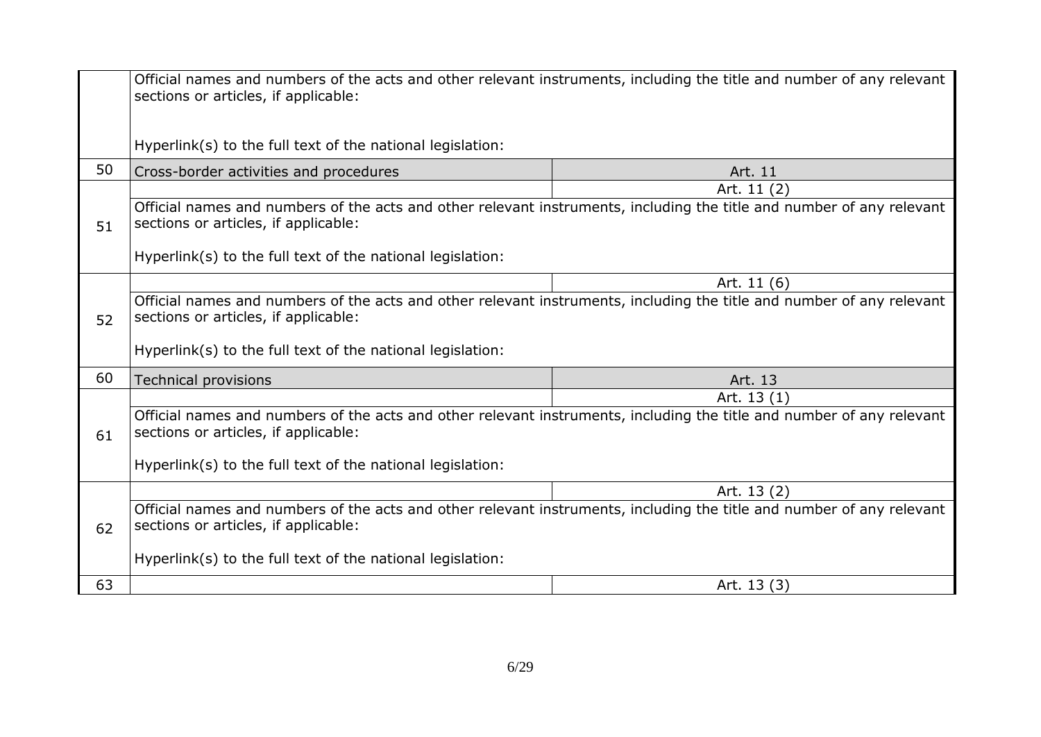| | | |
|---|---|---|
| | Official names and numbers of the acts and other relevant instruments, including the title and number of any relevant sections or articles, if applicable:<br><br>Hyperlink(s) to the full text of the national legislation: | |
| 50 | Cross-border activities and procedures | Art. 11 |
| 51 | | Art. 11 (2) |
| | Official names and numbers of the acts and other relevant instruments, including the title and number of any relevant sections or articles, if applicable:<br><br>Hyperlink(s) to the full text of the national legislation: | |
| 52 | | Art. 11 (6) |
| | Official names and numbers of the acts and other relevant instruments, including the title and number of any relevant sections or articles, if applicable:<br><br>Hyperlink(s) to the full text of the national legislation: | |
| 60 | Technical provisions | Art. 13 |
| 61 | | Art. 13 (1) |
| | Official names and numbers of the acts and other relevant instruments, including the title and number of any relevant sections or articles, if applicable:<br><br>Hyperlink(s) to the full text of the national legislation: | |
| 62 | | Art. 13 (2) |
| | Official names and numbers of the acts and other relevant instruments, including the title and number of any relevant sections or articles, if applicable:<br><br>Hyperlink(s) to the full text of the national legislation: | |
| 63 | | Art. 13 (3) |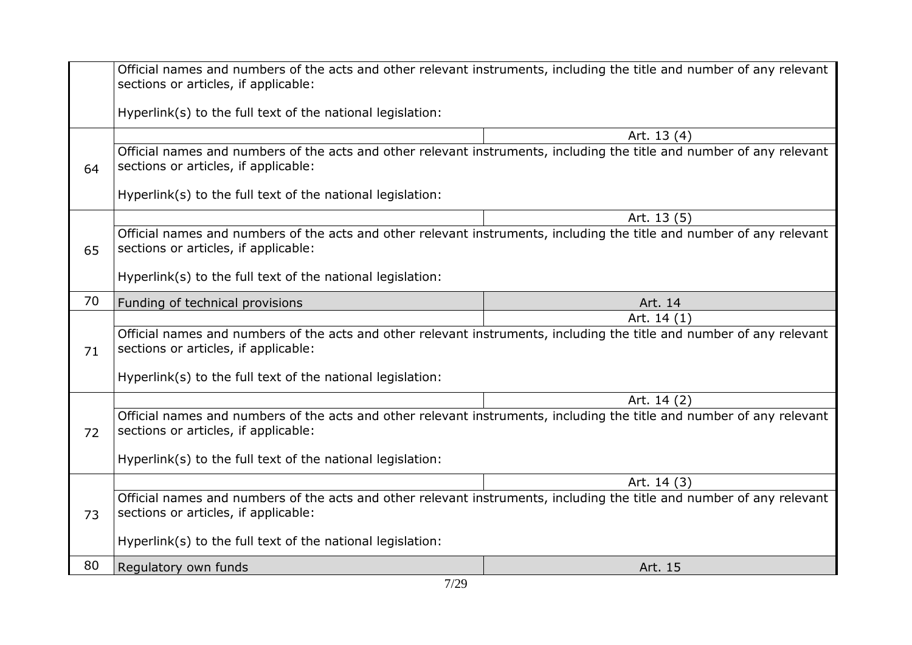| | | |
|---|---|---|
| | Official names and numbers of the acts and other relevant instruments, including the title and number of any relevant sections or articles, if applicable:<br><br>Hyperlink(s) to the full text of the national legislation: | |
| 64 | | Art. 13 (4) |
| | Official names and numbers of the acts and other relevant instruments, including the title and number of any relevant sections or articles, if applicable:<br><br>Hyperlink(s) to the full text of the national legislation: | |
| 65 | | Art. 13 (5) |
| | Official names and numbers of the acts and other relevant instruments, including the title and number of any relevant sections or articles, if applicable:<br><br>Hyperlink(s) to the full text of the national legislation: | |
| 70 | Funding of technical provisions | Art. 14 |
| 71 | | Art. 14 (1) |
| | Official names and numbers of the acts and other relevant instruments, including the title and number of any relevant sections or articles, if applicable:<br><br>Hyperlink(s) to the full text of the national legislation: | |
| 72 | | Art. 14 (2) |
| | Official names and numbers of the acts and other relevant instruments, including the title and number of any relevant sections or articles, if applicable:<br><br>Hyperlink(s) to the full text of the national legislation: | |
| 73 | | Art. 14 (3) |
| | Official names and numbers of the acts and other relevant instruments, including the title and number of any relevant sections or articles, if applicable:<br><br>Hyperlink(s) to the full text of the national legislation: | |
| 80 | Regulatory own funds | Art. 15 |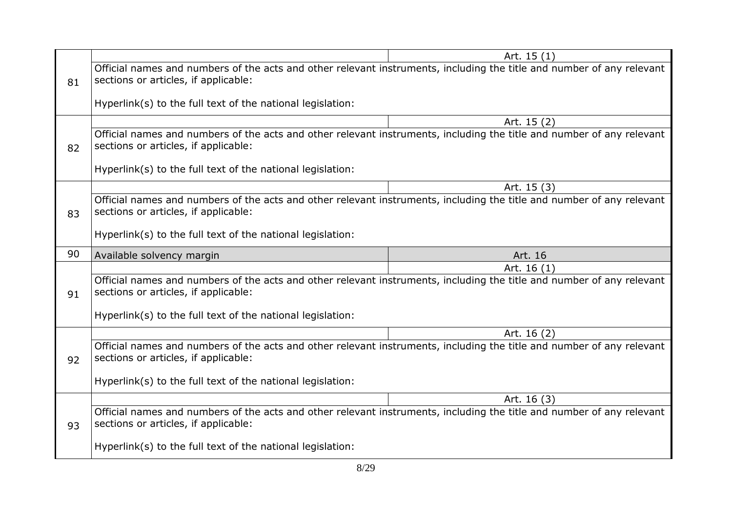| | | |
|---|---|---|
| 81 | | Art. 15 (1) |
| | Official names and numbers of the acts and other relevant instruments, including the title and number of any relevant sections or articles, if applicable:<br><br>Hyperlink(s) to the full text of the national legislation: | |
| 82 | | Art. 15 (2) |
| | Official names and numbers of the acts and other relevant instruments, including the title and number of any relevant sections or articles, if applicable:<br><br>Hyperlink(s) to the full text of the national legislation: | |
| 83 | | Art. 15 (3) |
| | Official names and numbers of the acts and other relevant instruments, including the title and number of any relevant sections or articles, if applicable:<br><br>Hyperlink(s) to the full text of the national legislation: | |
| 90 | Available solvency margin | Art. 16 |
| 91 | | Art. 16 (1) |
| | Official names and numbers of the acts and other relevant instruments, including the title and number of any relevant sections or articles, if applicable:<br><br>Hyperlink(s) to the full text of the national legislation: | |
| 92 | | Art. 16 (2) |
| | Official names and numbers of the acts and other relevant instruments, including the title and number of any relevant sections or articles, if applicable:<br><br>Hyperlink(s) to the full text of the national legislation: | |
| 93 | | Art. 16 (3) |
| | Official names and numbers of the acts and other relevant instruments, including the title and number of any relevant sections or articles, if applicable:<br><br>Hyperlink(s) to the full text of the national legislation: | |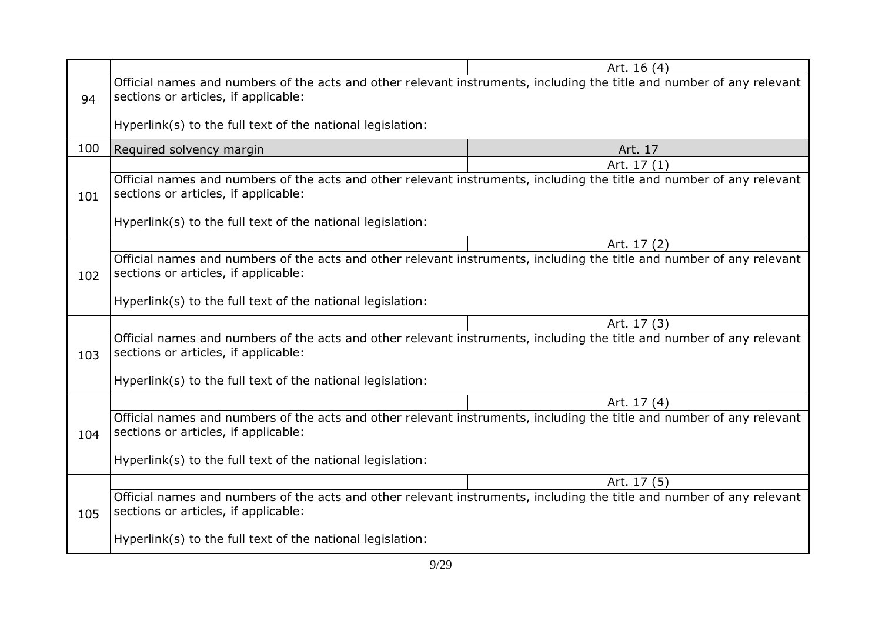| | | |
|---|---|---|
| 94 | | Art. 16 (4) |
| | Official names and numbers of the acts and other relevant instruments, including the title and number of any relevant sections or articles, if applicable:<br><br>Hyperlink(s) to the full text of the national legislation: | |
| 100 | Required solvency margin | Art. 17 |
| 101 | | Art. 17 (1) |
| | Official names and numbers of the acts and other relevant instruments, including the title and number of any relevant sections or articles, if applicable:<br><br>Hyperlink(s) to the full text of the national legislation: | |
| 102 | | Art. 17 (2) |
| | Official names and numbers of the acts and other relevant instruments, including the title and number of any relevant sections or articles, if applicable:<br><br>Hyperlink(s) to the full text of the national legislation: | |
| 103 | | Art. 17 (3) |
| | Official names and numbers of the acts and other relevant instruments, including the title and number of any relevant sections or articles, if applicable:<br><br>Hyperlink(s) to the full text of the national legislation: | |
| 104 | | Art. 17 (4) |
| | Official names and numbers of the acts and other relevant instruments, including the title and number of any relevant sections or articles, if applicable:<br><br>Hyperlink(s) to the full text of the national legislation: | |
| 105 | | Art. 17 (5) |
| | Official names and numbers of the acts and other relevant instruments, including the title and number of any relevant sections or articles, if applicable:<br><br>Hyperlink(s) to the full text of the national legislation: | |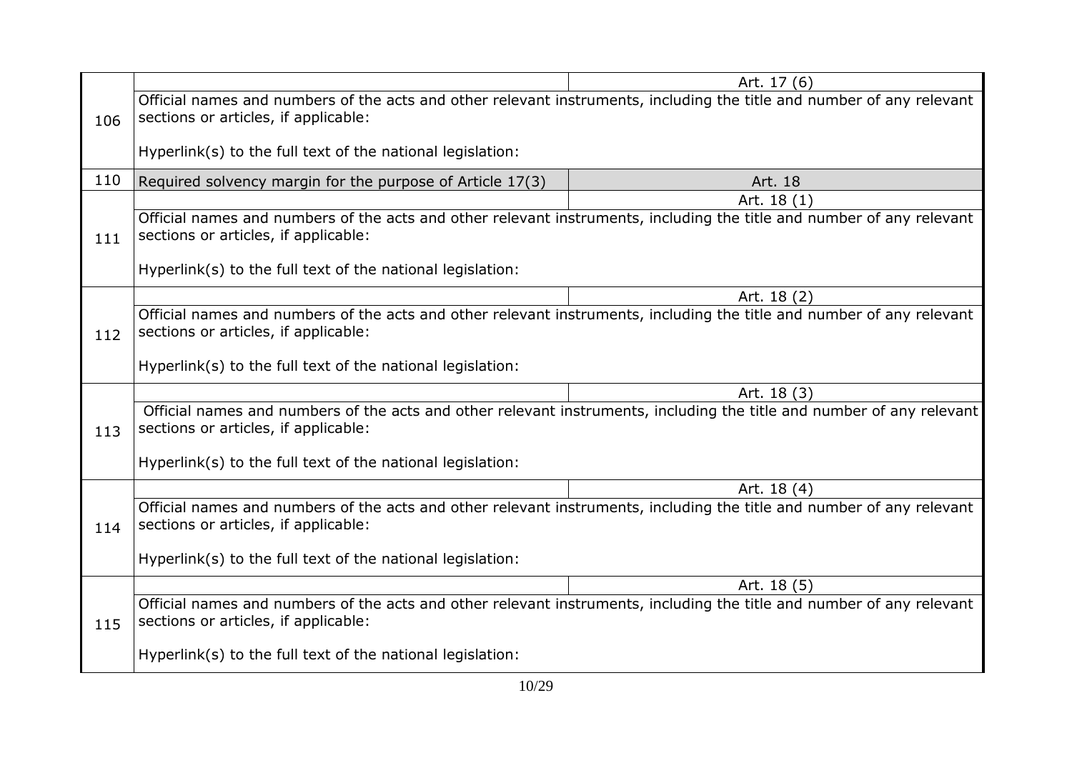| | | |
|---|---|---|
| 106 | | Art. 17 (6) |
| | Official names and numbers of the acts and other relevant instruments, including the title and number of any relevant sections or articles, if applicable:<br><br>Hyperlink(s) to the full text of the national legislation: | |
| 110 | Required solvency margin for the purpose of Article 17(3) | Art. 18 |
| 111 | | Art. 18 (1) |
| | Official names and numbers of the acts and other relevant instruments, including the title and number of any relevant sections or articles, if applicable:<br><br>Hyperlink(s) to the full text of the national legislation: | |
| 112 | | Art. 18 (2) |
| | Official names and numbers of the acts and other relevant instruments, including the title and number of any relevant sections or articles, if applicable:<br><br>Hyperlink(s) to the full text of the national legislation: | |
| 113 | | Art. 18 (3) |
| | Official names and numbers of the acts and other relevant instruments, including the title and number of any relevant sections or articles, if applicable:<br><br>Hyperlink(s) to the full text of the national legislation: | |
| 114 | | Art. 18 (4) |
| | Official names and numbers of the acts and other relevant instruments, including the title and number of any relevant sections or articles, if applicable:<br><br>Hyperlink(s) to the full text of the national legislation: | |
| 115 | | Art. 18 (5) |
| | Official names and numbers of the acts and other relevant instruments, including the title and number of any relevant sections or articles, if applicable:<br><br>Hyperlink(s) to the full text of the national legislation: | |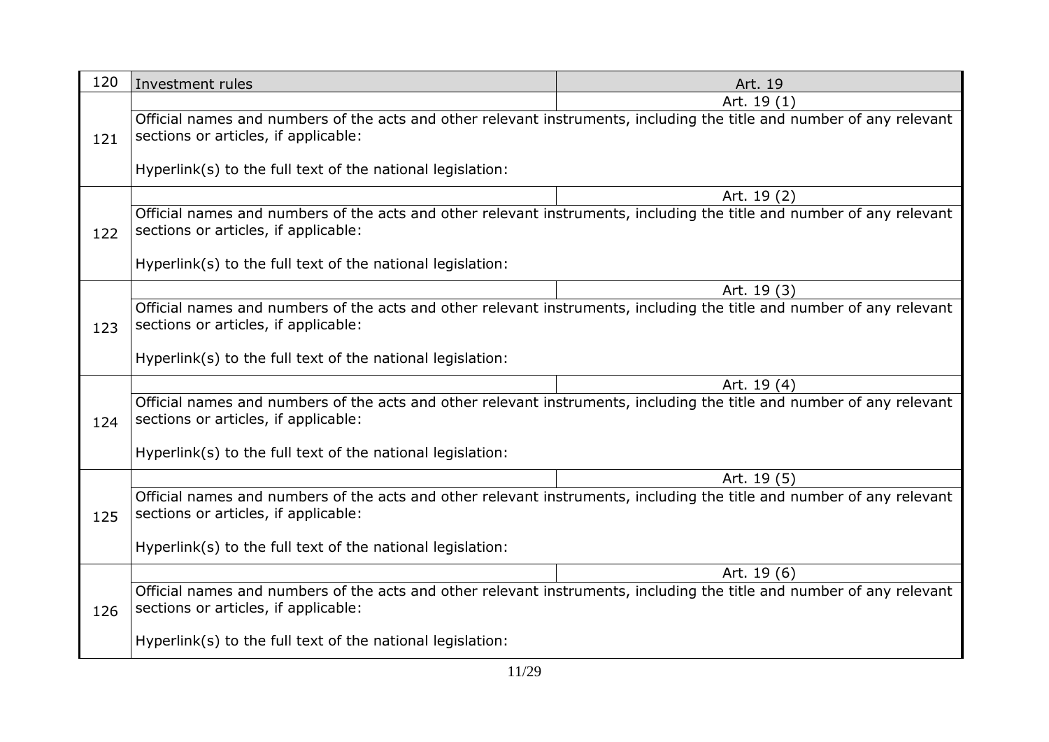| | | |
|---|---|---|
| 120 | Investment rules | Art. 19 |
| 121 | | Art. 19 (1) |
| | Official names and numbers of the acts and other relevant instruments, including the title and number of any relevant sections or articles, if applicable:<br><br>Hyperlink(s) to the full text of the national legislation: | |
| 122 | | Art. 19 (2) |
| | Official names and numbers of the acts and other relevant instruments, including the title and number of any relevant sections or articles, if applicable:<br><br>Hyperlink(s) to the full text of the national legislation: | |
| 123 | | Art. 19 (3) |
| | Official names and numbers of the acts and other relevant instruments, including the title and number of any relevant sections or articles, if applicable:<br><br>Hyperlink(s) to the full text of the national legislation: | |
| 124 | | Art. 19 (4) |
| | Official names and numbers of the acts and other relevant instruments, including the title and number of any relevant sections or articles, if applicable:<br><br>Hyperlink(s) to the full text of the national legislation: | |
| 125 | | Art. 19 (5) |
| | Official names and numbers of the acts and other relevant instruments, including the title and number of any relevant sections or articles, if applicable:<br><br>Hyperlink(s) to the full text of the national legislation: | |
| 126 | | Art. 19 (6) |
| | Official names and numbers of the acts and other relevant instruments, including the title and number of any relevant sections or articles, if applicable:<br><br>Hyperlink(s) to the full text of the national legislation: | |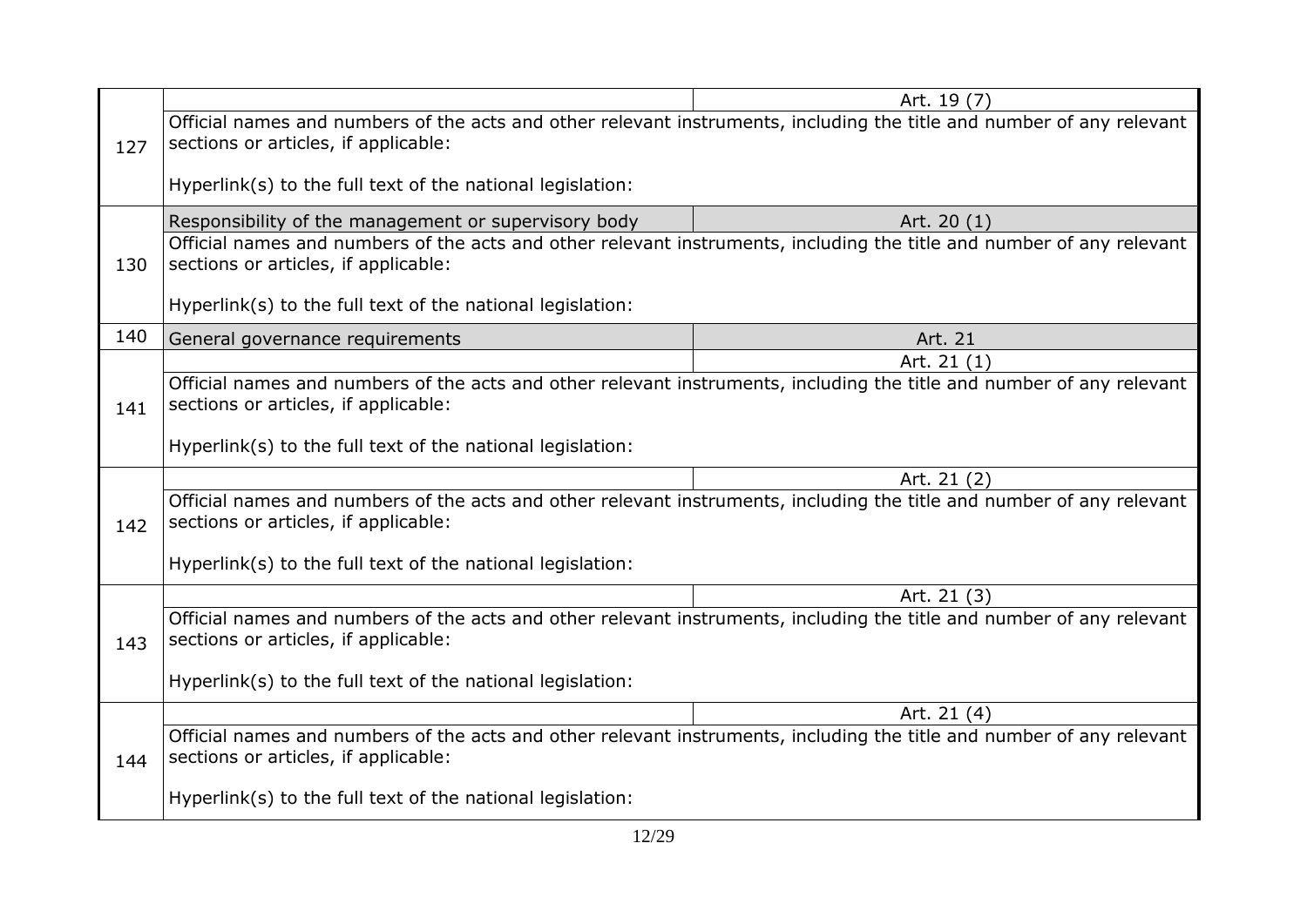| | | |
|---|---|---|
| 127 | | Art. 19 (7) |
| | Official names and numbers of the acts and other relevant instruments, including the title and number of any relevant sections or articles, if applicable:<br><br>Hyperlink(s) to the full text of the national legislation: | |
| 130 | Responsibility of the management or supervisory body | Art. 20 (1) |
| | Official names and numbers of the acts and other relevant instruments, including the title and number of any relevant sections or articles, if applicable:<br><br>Hyperlink(s) to the full text of the national legislation: | |
| 140 | General governance requirements | Art. 21 |
| 141 | | Art. 21 (1) |
| | Official names and numbers of the acts and other relevant instruments, including the title and number of any relevant sections or articles, if applicable:<br><br>Hyperlink(s) to the full text of the national legislation: | |
| 142 | | Art. 21 (2) |
| | Official names and numbers of the acts and other relevant instruments, including the title and number of any relevant sections or articles, if applicable:<br><br>Hyperlink(s) to the full text of the national legislation: | |
| 143 | | Art. 21 (3) |
| | Official names and numbers of the acts and other relevant instruments, including the title and number of any relevant sections or articles, if applicable:<br><br>Hyperlink(s) to the full text of the national legislation: | |
| 144 | | Art. 21 (4) |
| | Official names and numbers of the acts and other relevant instruments, including the title and number of any relevant sections or articles, if applicable:<br><br>Hyperlink(s) to the full text of the national legislation: | |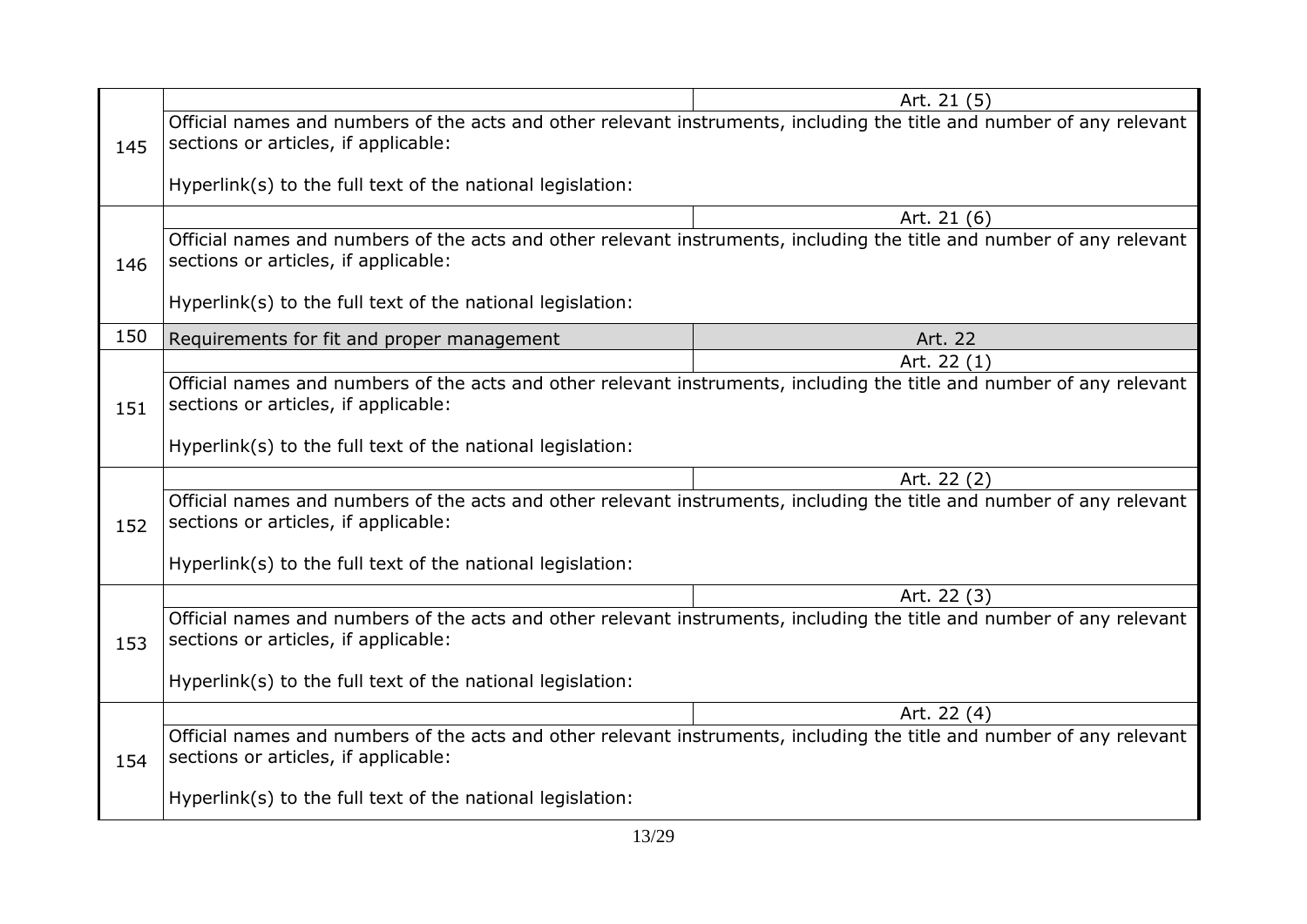| | | |
|---|---|---|
| 145 | | Art. 21 (5) |
| | Official names and numbers of the acts and other relevant instruments, including the title and number of any relevant sections or articles, if applicable:<br><br>Hyperlink(s) to the full text of the national legislation: | |
| 146 | | Art. 21 (6) |
| | Official names and numbers of the acts and other relevant instruments, including the title and number of any relevant sections or articles, if applicable:<br><br>Hyperlink(s) to the full text of the national legislation: | |
| 150 | Requirements for fit and proper management | Art. 22 |
| 151 | | Art. 22 (1) |
| | Official names and numbers of the acts and other relevant instruments, including the title and number of any relevant sections or articles, if applicable:<br><br>Hyperlink(s) to the full text of the national legislation: | |
| 152 | | Art. 22 (2) |
| | Official names and numbers of the acts and other relevant instruments, including the title and number of any relevant sections or articles, if applicable:<br><br>Hyperlink(s) to the full text of the national legislation: | |
| 153 | | Art. 22 (3) |
| | Official names and numbers of the acts and other relevant instruments, including the title and number of any relevant sections or articles, if applicable:<br><br>Hyperlink(s) to the full text of the national legislation: | |
| 154 | | Art. 22 (4) |
| | Official names and numbers of the acts and other relevant instruments, including the title and number of any relevant sections or articles, if applicable:<br><br>Hyperlink(s) to the full text of the national legislation: | |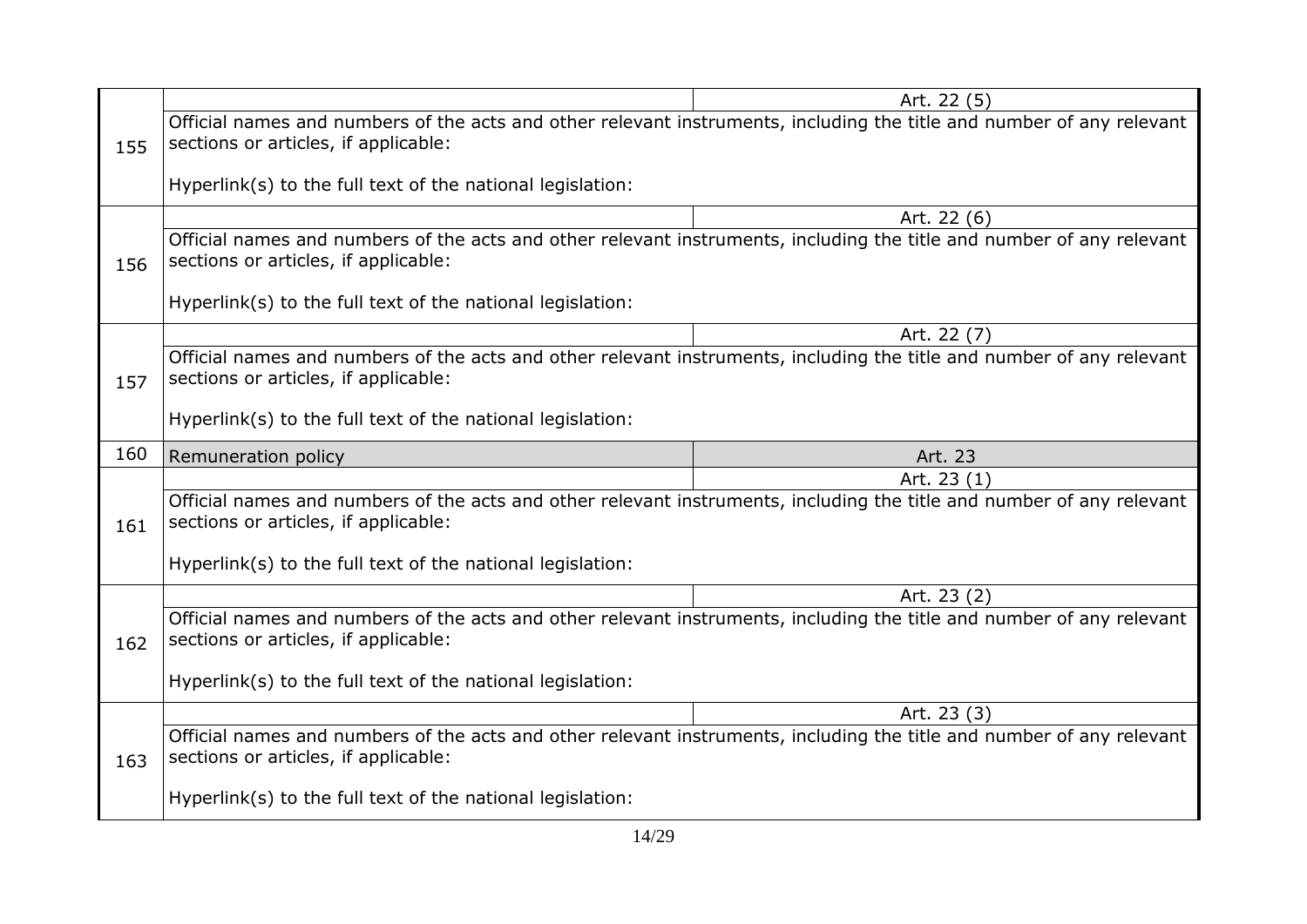| | | |
|---|---|---|
| 155 | | Art. 22 (5) |
| | Official names and numbers of the acts and other relevant instruments, including the title and number of any relevant sections or articles, if applicable:<br><br>Hyperlink(s) to the full text of the national legislation: | |
| 156 | | Art. 22 (6) |
| | Official names and numbers of the acts and other relevant instruments, including the title and number of any relevant sections or articles, if applicable:<br><br>Hyperlink(s) to the full text of the national legislation: | |
| 157 | | Art. 22 (7) |
| | Official names and numbers of the acts and other relevant instruments, including the title and number of any relevant sections or articles, if applicable:<br><br>Hyperlink(s) to the full text of the national legislation: | |
| 160 | Remuneration policy | Art. 23 |
| 161 | | Art. 23 (1) |
| | Official names and numbers of the acts and other relevant instruments, including the title and number of any relevant sections or articles, if applicable:<br><br>Hyperlink(s) to the full text of the national legislation: | |
| 162 | | Art. 23 (2) |
| | Official names and numbers of the acts and other relevant instruments, including the title and number of any relevant sections or articles, if applicable:<br><br>Hyperlink(s) to the full text of the national legislation: | |
| 163 | | Art. 23 (3) |
| | Official names and numbers of the acts and other relevant instruments, including the title and number of any relevant sections or articles, if applicable:<br><br>Hyperlink(s) to the full text of the national legislation: | |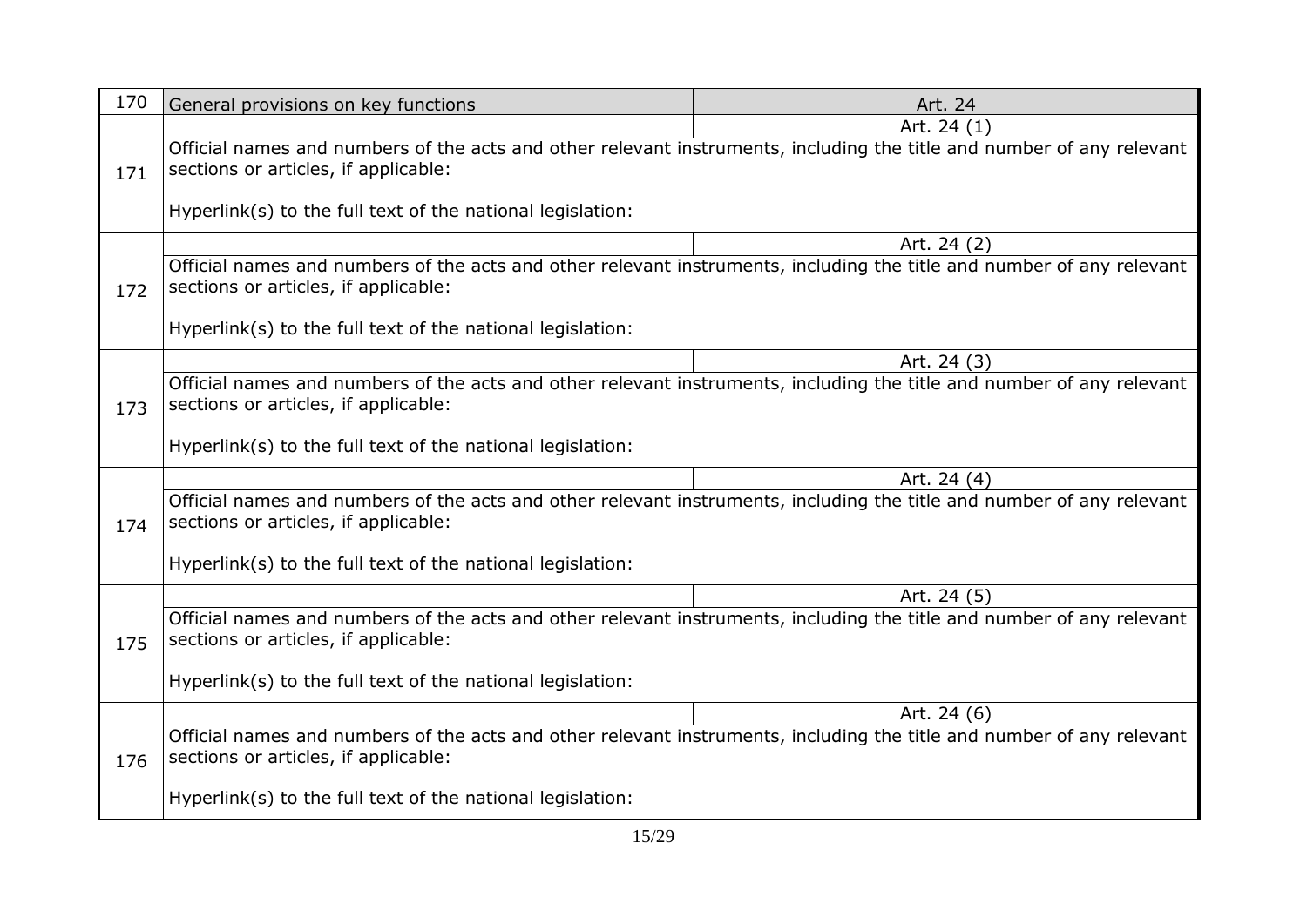| 170 | General provisions on key functions | Art. 24 |
|---|---|---|
| 171 | | Art. 24 (1) |
| | Official names and numbers of the acts and other relevant instruments, including the title and number of any relevant sections or articles, if applicable:<br><br>Hyperlink(s) to the full text of the national legislation: | |
| 172 | | Art. 24 (2) |
| | Official names and numbers of the acts and other relevant instruments, including the title and number of any relevant sections or articles, if applicable:<br><br>Hyperlink(s) to the full text of the national legislation: | |
| 173 | | Art. 24 (3) |
| | Official names and numbers of the acts and other relevant instruments, including the title and number of any relevant sections or articles, if applicable:<br><br>Hyperlink(s) to the full text of the national legislation: | |
| 174 | | Art. 24 (4) |
| | Official names and numbers of the acts and other relevant instruments, including the title and number of any relevant sections or articles, if applicable:<br><br>Hyperlink(s) to the full text of the national legislation: | |
| 175 | | Art. 24 (5) |
| | Official names and numbers of the acts and other relevant instruments, including the title and number of any relevant sections or articles, if applicable:<br><br>Hyperlink(s) to the full text of the national legislation: | |
| 176 | | Art. 24 (6) |
| | Official names and numbers of the acts and other relevant instruments, including the title and number of any relevant sections or articles, if applicable:<br><br>Hyperlink(s) to the full text of the national legislation: | |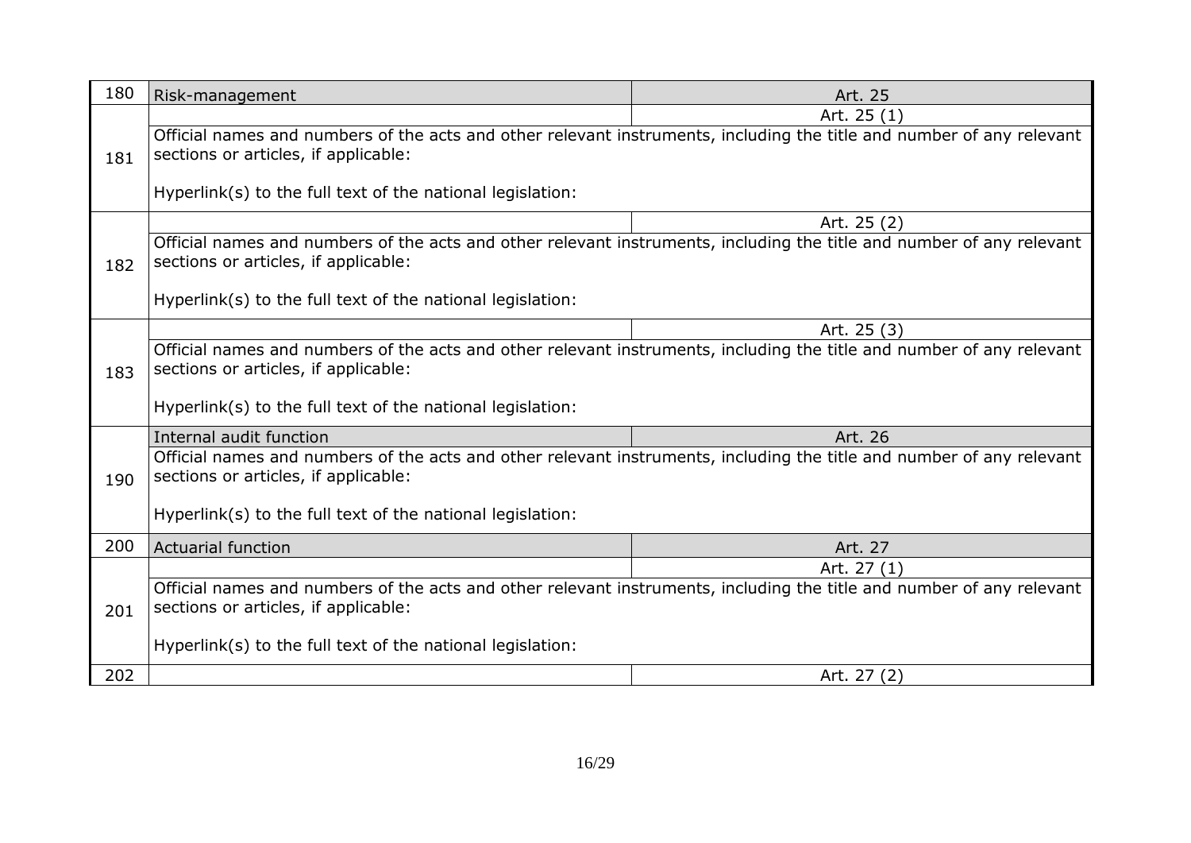| | | |
|---|---|---|
| 180 | Risk-management | Art. 25 |
| 181 | | Art. 25 (1) |
| | Official names and numbers of the acts and other relevant instruments, including the title and number of any relevant sections or articles, if applicable:<br><br>Hyperlink(s) to the full text of the national legislation: | |
| 182 | | Art. 25 (2) |
| | Official names and numbers of the acts and other relevant instruments, including the title and number of any relevant sections or articles, if applicable:<br><br>Hyperlink(s) to the full text of the national legislation: | |
| 183 | | Art. 25 (3) |
| | Official names and numbers of the acts and other relevant instruments, including the title and number of any relevant sections or articles, if applicable:<br><br>Hyperlink(s) to the full text of the national legislation: | |
| 190 | Internal audit function | Art. 26 |
| | Official names and numbers of the acts and other relevant instruments, including the title and number of any relevant sections or articles, if applicable:<br><br>Hyperlink(s) to the full text of the national legislation: | |
| 200 | Actuarial function | Art. 27 |
| 201 | | Art. 27 (1) |
| | Official names and numbers of the acts and other relevant instruments, including the title and number of any relevant sections or articles, if applicable:<br><br>Hyperlink(s) to the full text of the national legislation: | |
| 202 | | Art. 27 (2) |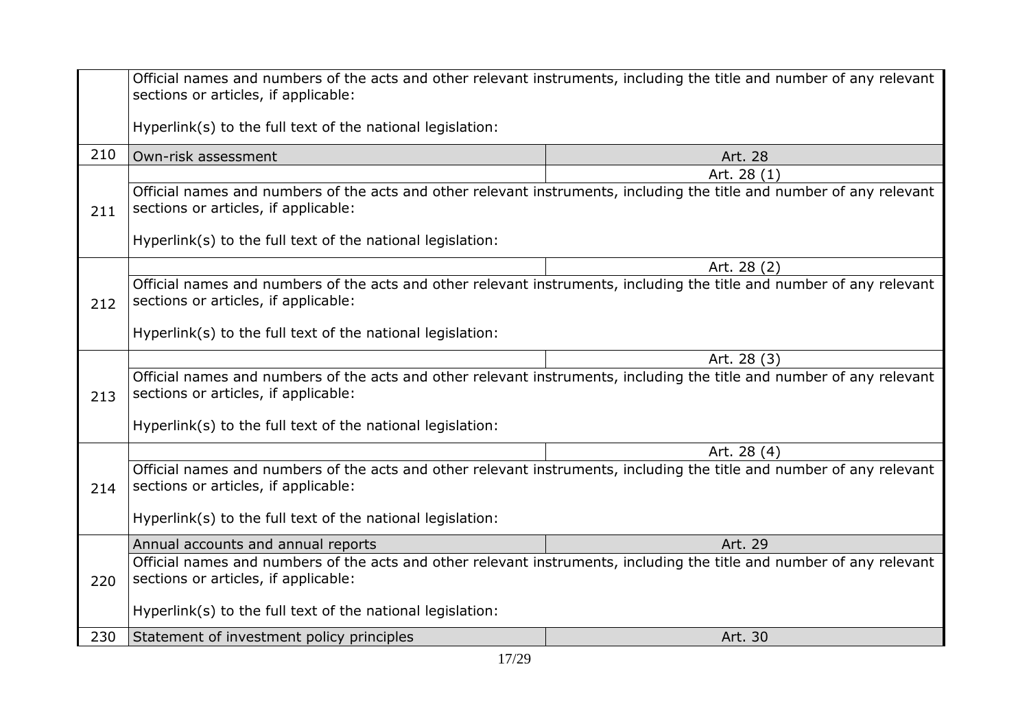| | | |
|---|---|---|
| | Official names and numbers of the acts and other relevant instruments, including the title and number of any relevant sections or articles, if applicable:<br><br>Hyperlink(s) to the full text of the national legislation: | |
| 210 | Own-risk assessment | Art. 28 |
| 211 | | Art. 28 (1) |
| | Official names and numbers of the acts and other relevant instruments, including the title and number of any relevant sections or articles, if applicable:<br><br>Hyperlink(s) to the full text of the national legislation: | |
| 212 | | Art. 28 (2) |
| | Official names and numbers of the acts and other relevant instruments, including the title and number of any relevant sections or articles, if applicable:<br><br>Hyperlink(s) to the full text of the national legislation: | |
| 213 | | Art. 28 (3) |
| | Official names and numbers of the acts and other relevant instruments, including the title and number of any relevant sections or articles, if applicable:<br><br>Hyperlink(s) to the full text of the national legislation: | |
| 214 | | Art. 28 (4) |
| | Official names and numbers of the acts and other relevant instruments, including the title and number of any relevant sections or articles, if applicable:<br><br>Hyperlink(s) to the full text of the national legislation: | |
| 220 | Annual accounts and annual reports | Art. 29 |
| | Official names and numbers of the acts and other relevant instruments, including the title and number of any relevant sections or articles, if applicable:<br><br>Hyperlink(s) to the full text of the national legislation: | |
| 230 | Statement of investment policy principles | Art. 30 |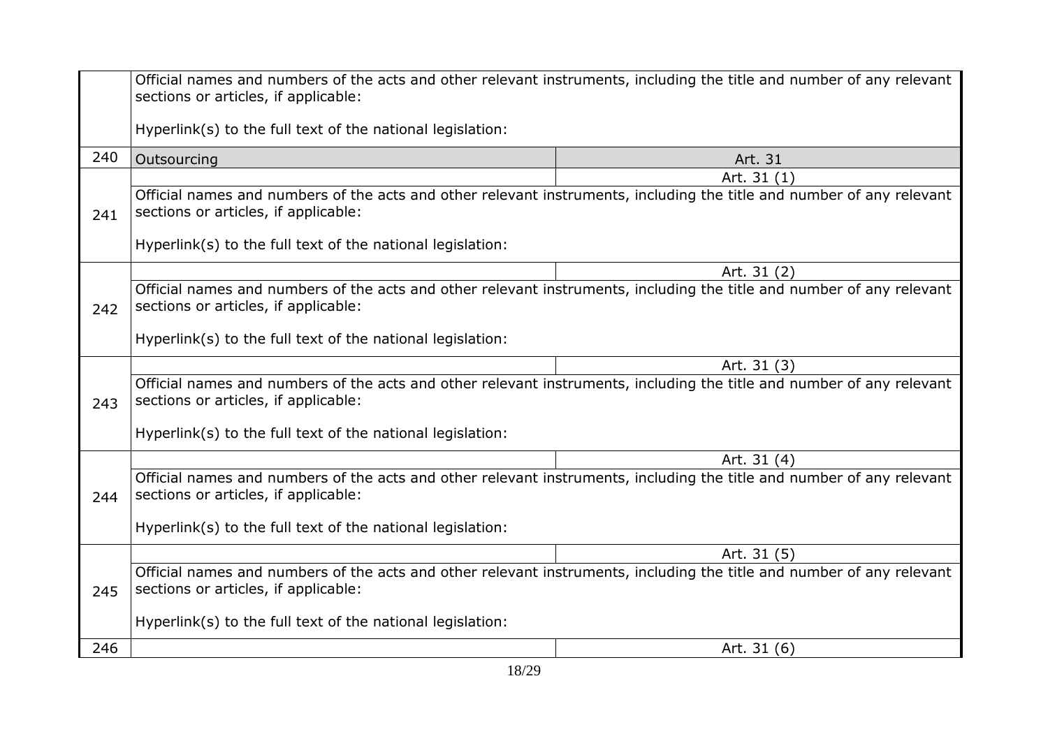| | | |
|---|---|---|
| | Official names and numbers of the acts and other relevant instruments, including the title and number of any relevant sections or articles, if applicable:<br><br>Hyperlink(s) to the full text of the national legislation: | |
| 240 | Outsourcing | Art. 31 |
| 241 | | Art. 31 (1) |
| | Official names and numbers of the acts and other relevant instruments, including the title and number of any relevant sections or articles, if applicable:<br><br>Hyperlink(s) to the full text of the national legislation: | |
| 242 | | Art. 31 (2) |
| | Official names and numbers of the acts and other relevant instruments, including the title and number of any relevant sections or articles, if applicable:<br><br>Hyperlink(s) to the full text of the national legislation: | |
| 243 | | Art. 31 (3) |
| | Official names and numbers of the acts and other relevant instruments, including the title and number of any relevant sections or articles, if applicable:<br><br>Hyperlink(s) to the full text of the national legislation: | |
| 244 | | Art. 31 (4) |
| | Official names and numbers of the acts and other relevant instruments, including the title and number of any relevant sections or articles, if applicable:<br><br>Hyperlink(s) to the full text of the national legislation: | |
| 245 | | Art. 31 (5) |
| | Official names and numbers of the acts and other relevant instruments, including the title and number of any relevant sections or articles, if applicable:<br><br>Hyperlink(s) to the full text of the national legislation: | |
| 246 | | Art. 31 (6) |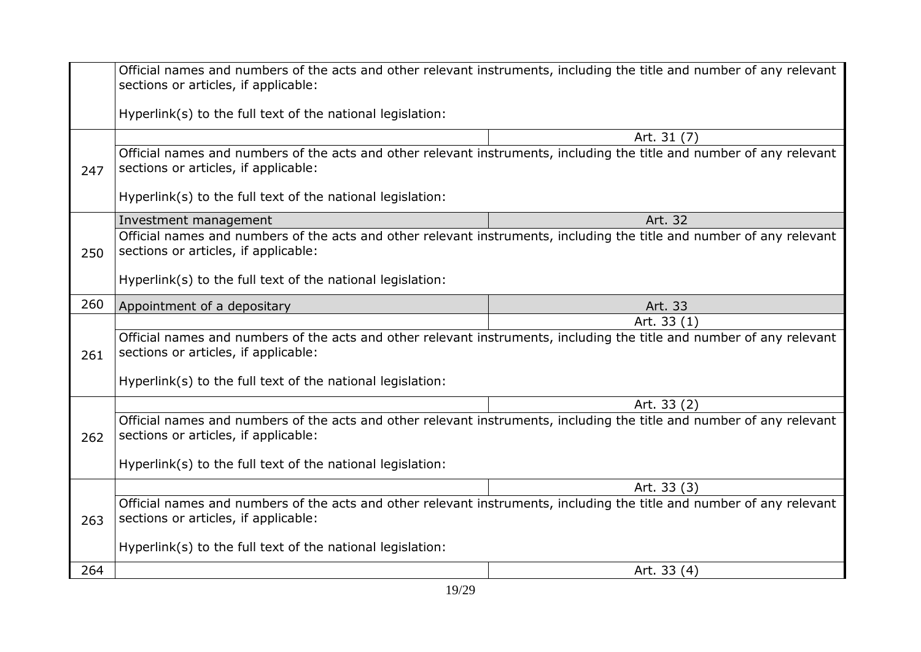| | | |
|---|---|---|
| | Official names and numbers of the acts and other relevant instruments, including the title and number of any relevant sections or articles, if applicable:<br><br>Hyperlink(s) to the full text of the national legislation: | |
| 247 | | Art. 31 (7) |
| | Official names and numbers of the acts and other relevant instruments, including the title and number of any relevant sections or articles, if applicable:<br><br>Hyperlink(s) to the full text of the national legislation: | |
| 250 | Investment management | Art. 32 |
| | Official names and numbers of the acts and other relevant instruments, including the title and number of any relevant sections or articles, if applicable:<br><br>Hyperlink(s) to the full text of the national legislation: | |
| 260 | Appointment of a depositary | Art. 33 |
| 261 | | Art. 33 (1) |
| | Official names and numbers of the acts and other relevant instruments, including the title and number of any relevant sections or articles, if applicable:<br><br>Hyperlink(s) to the full text of the national legislation: | |
| 262 | | Art. 33 (2) |
| | Official names and numbers of the acts and other relevant instruments, including the title and number of any relevant sections or articles, if applicable:<br><br>Hyperlink(s) to the full text of the national legislation: | |
| 263 | | Art. 33 (3) |
| | Official names and numbers of the acts and other relevant instruments, including the title and number of any relevant sections or articles, if applicable:<br><br>Hyperlink(s) to the full text of the national legislation: | |
| 264 | | Art. 33 (4) |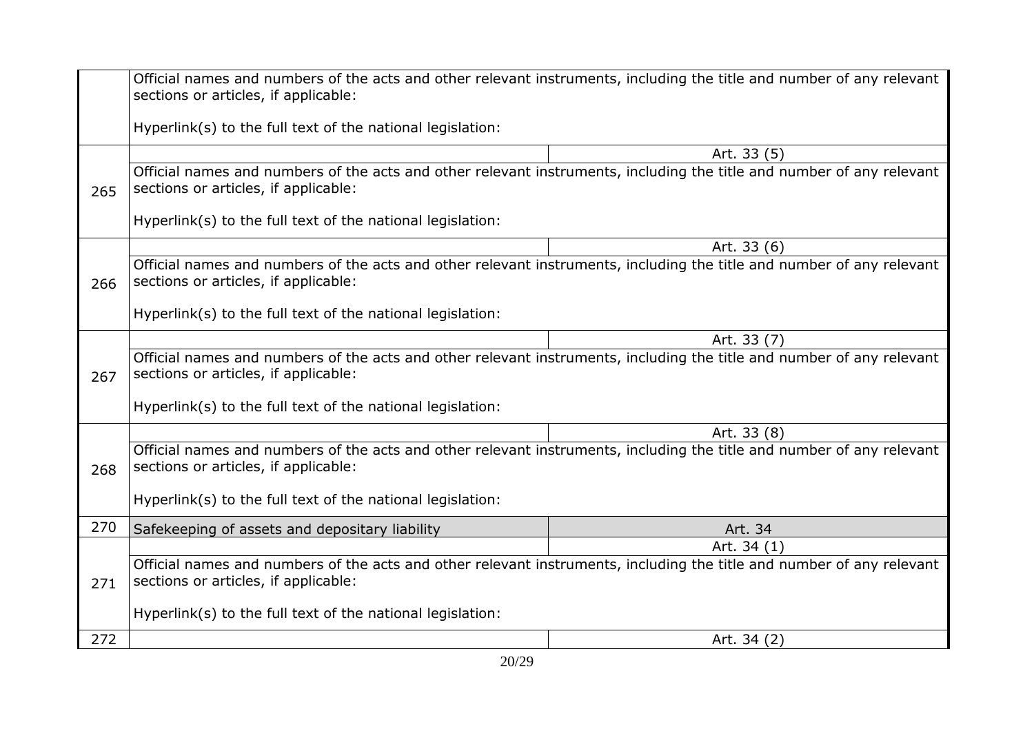| | | |
|---|---|---|
| | Official names and numbers of the acts and other relevant instruments, including the title and number of any relevant sections or articles, if applicable:<br><br>Hyperlink(s) to the full text of the national legislation: | |
| 265 | | Art. 33 (5) |
| | Official names and numbers of the acts and other relevant instruments, including the title and number of any relevant sections or articles, if applicable:<br><br>Hyperlink(s) to the full text of the national legislation: | |
| 266 | | Art. 33 (6) |
| | Official names and numbers of the acts and other relevant instruments, including the title and number of any relevant sections or articles, if applicable:<br><br>Hyperlink(s) to the full text of the national legislation: | |
| 267 | | Art. 33 (7) |
| | Official names and numbers of the acts and other relevant instruments, including the title and number of any relevant sections or articles, if applicable:<br><br>Hyperlink(s) to the full text of the national legislation: | |
| 268 | | Art. 33 (8) |
| | Official names and numbers of the acts and other relevant instruments, including the title and number of any relevant sections or articles, if applicable:<br><br>Hyperlink(s) to the full text of the national legislation: | |
| 270 | Safekeeping of assets and depositary liability | Art. 34 |
| 271 | | Art. 34 (1) |
| | Official names and numbers of the acts and other relevant instruments, including the title and number of any relevant sections or articles, if applicable:<br><br>Hyperlink(s) to the full text of the national legislation: | |
| 272 | | Art. 34 (2) |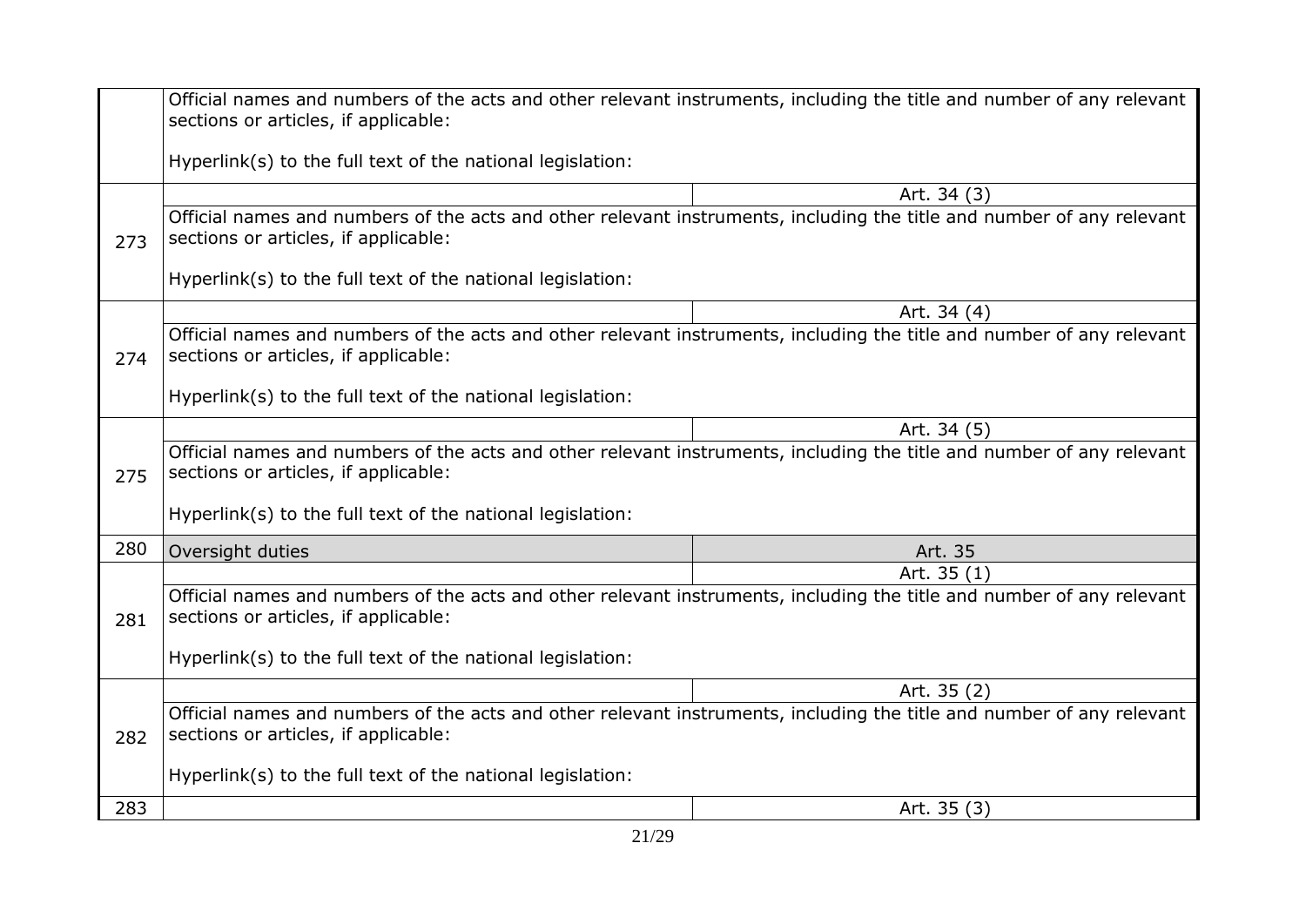| | | |
|---|---|---|
| | Official names and numbers of the acts and other relevant instruments, including the title and number of any relevant sections or articles, if applicable:<br><br>Hyperlink(s) to the full text of the national legislation: | |
| 273 | | Art. 34 (3) |
| | Official names and numbers of the acts and other relevant instruments, including the title and number of any relevant sections or articles, if applicable:<br><br>Hyperlink(s) to the full text of the national legislation: | |
| 274 | | Art. 34 (4) |
| | Official names and numbers of the acts and other relevant instruments, including the title and number of any relevant sections or articles, if applicable:<br><br>Hyperlink(s) to the full text of the national legislation: | |
| 275 | | Art. 34 (5) |
| | Official names and numbers of the acts and other relevant instruments, including the title and number of any relevant sections or articles, if applicable:<br><br>Hyperlink(s) to the full text of the national legislation: | |
| 280 | Oversight duties | Art. 35 |
| 281 | | Art. 35 (1) |
| | Official names and numbers of the acts and other relevant instruments, including the title and number of any relevant sections or articles, if applicable:<br><br>Hyperlink(s) to the full text of the national legislation: | |
| 282 | | Art. 35 (2) |
| | Official names and numbers of the acts and other relevant instruments, including the title and number of any relevant sections or articles, if applicable:<br><br>Hyperlink(s) to the full text of the national legislation: | |
| 283 | | Art. 35 (3) |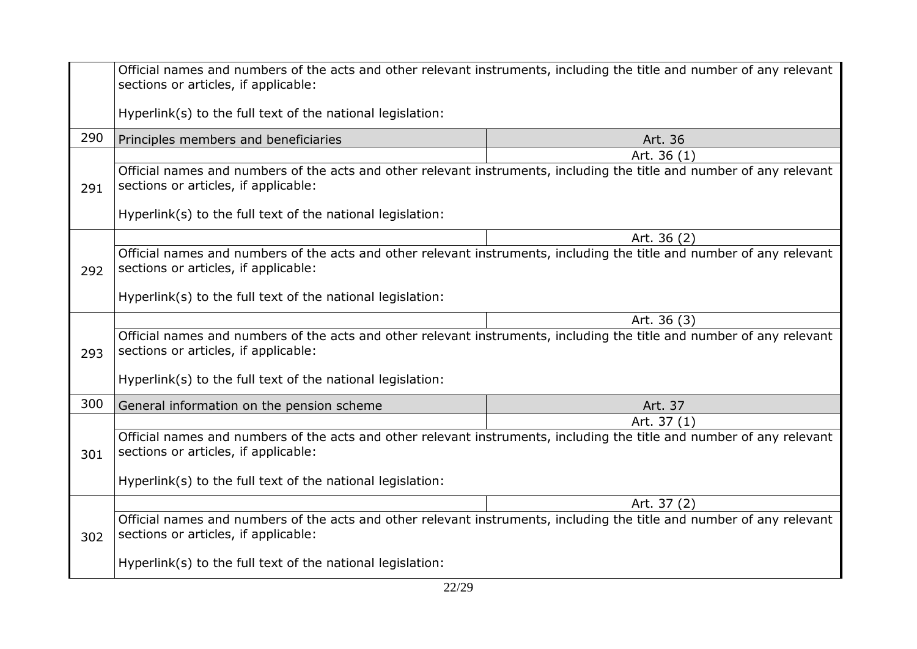| | | |
|---|---|---|
| | Official names and numbers of the acts and other relevant instruments, including the title and number of any relevant sections or articles, if applicable:<br><br>Hyperlink(s) to the full text of the national legislation: | |
| 290 | Principles members and beneficiaries | Art. 36 |
| 291 | | Art. 36 (1) |
| | Official names and numbers of the acts and other relevant instruments, including the title and number of any relevant sections or articles, if applicable:<br><br>Hyperlink(s) to the full text of the national legislation: | |
| 292 | | Art. 36 (2) |
| | Official names and numbers of the acts and other relevant instruments, including the title and number of any relevant sections or articles, if applicable:<br><br>Hyperlink(s) to the full text of the national legislation: | |
| 293 | | Art. 36 (3) |
| | Official names and numbers of the acts and other relevant instruments, including the title and number of any relevant sections or articles, if applicable:<br><br>Hyperlink(s) to the full text of the national legislation: | |
| 300 | General information on the pension scheme | Art. 37 |
| 301 | | Art. 37 (1) |
| | Official names and numbers of the acts and other relevant instruments, including the title and number of any relevant sections or articles, if applicable:<br><br>Hyperlink(s) to the full text of the national legislation: | |
| 302 | | Art. 37 (2) |
| | Official names and numbers of the acts and other relevant instruments, including the title and number of any relevant sections or articles, if applicable:<br><br>Hyperlink(s) to the full text of the national legislation: | |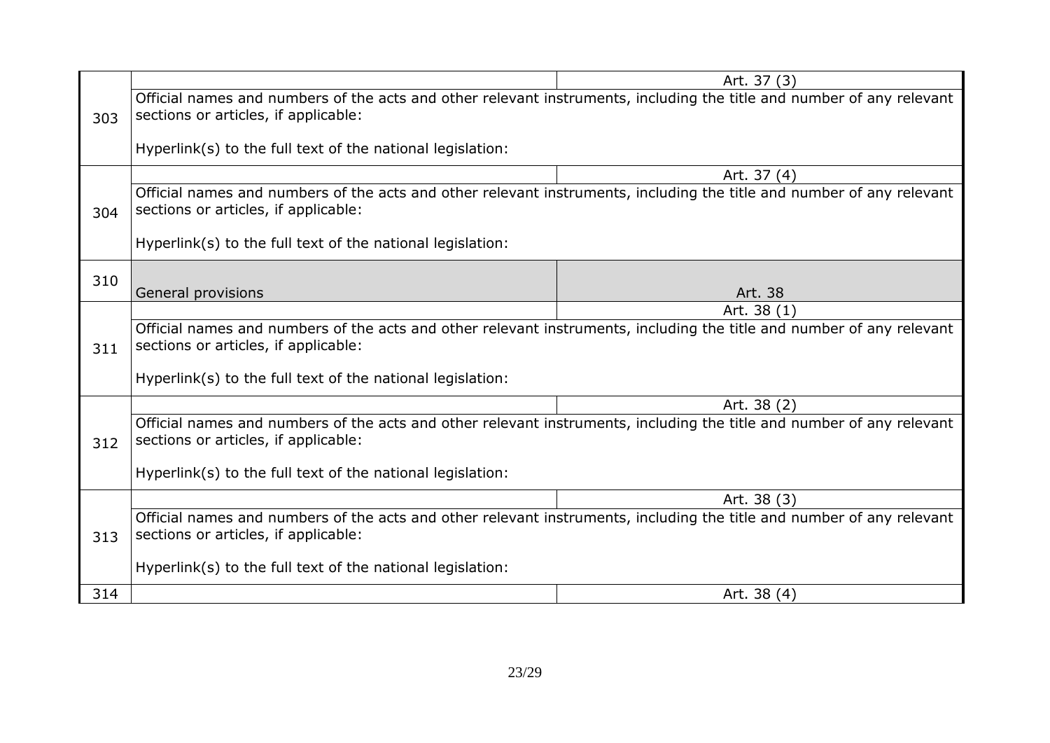| | | |
|---|---|---|
| 303 | | Art. 37 (3) |
| | Official names and numbers of the acts and other relevant instruments, including the title and number of any relevant sections or articles, if applicable:<br><br>Hyperlink(s) to the full text of the national legislation: | |
| 304 | | Art. 37 (4) |
| | Official names and numbers of the acts and other relevant instruments, including the title and number of any relevant sections or articles, if applicable:<br><br>Hyperlink(s) to the full text of the national legislation: | |
| 310 | General provisions | Art. 38 |
| 311 | | Art. 38 (1) |
| | Official names and numbers of the acts and other relevant instruments, including the title and number of any relevant sections or articles, if applicable:<br><br>Hyperlink(s) to the full text of the national legislation: | |
| 312 | | Art. 38 (2) |
| | Official names and numbers of the acts and other relevant instruments, including the title and number of any relevant sections or articles, if applicable:<br><br>Hyperlink(s) to the full text of the national legislation: | |
| 313 | | Art. 38 (3) |
| | Official names and numbers of the acts and other relevant instruments, including the title and number of any relevant sections or articles, if applicable:<br><br>Hyperlink(s) to the full text of the national legislation: | |
| 314 | | Art. 38 (4) |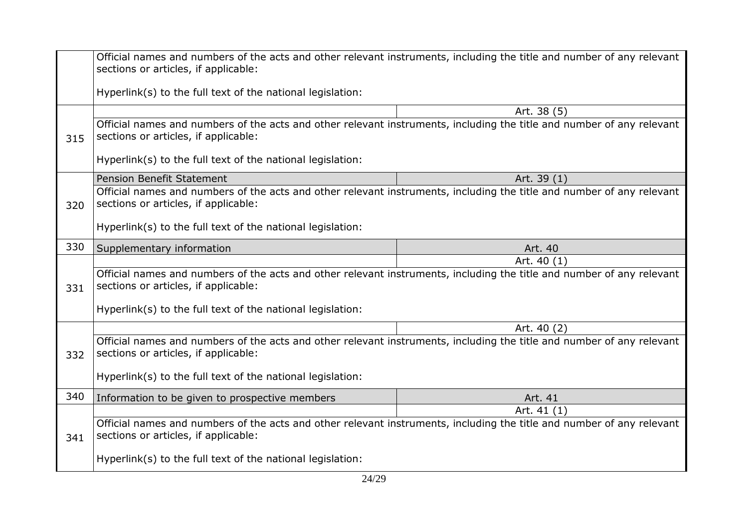| | | |
|---|---|---|
| | Official names and numbers of the acts and other relevant instruments, including the title and number of any relevant sections or articles, if applicable:<br><br>Hyperlink(s) to the full text of the national legislation: | |
| 315 | | Art. 38 (5) |
| | Official names and numbers of the acts and other relevant instruments, including the title and number of any relevant sections or articles, if applicable:<br><br>Hyperlink(s) to the full text of the national legislation: | |
| 320 | Pension Benefit Statement | Art. 39 (1) |
| | Official names and numbers of the acts and other relevant instruments, including the title and number of any relevant sections or articles, if applicable:<br><br>Hyperlink(s) to the full text of the national legislation: | |
| 330 | Supplementary information | Art. 40 |
| 331 | | Art. 40 (1) |
| | Official names and numbers of the acts and other relevant instruments, including the title and number of any relevant sections or articles, if applicable:<br><br>Hyperlink(s) to the full text of the national legislation: | |
| 332 | | Art. 40 (2) |
| | Official names and numbers of the acts and other relevant instruments, including the title and number of any relevant sections or articles, if applicable:<br><br>Hyperlink(s) to the full text of the national legislation: | |
| 340 | Information to be given to prospective members | Art. 41 |
| 341 | | Art. 41 (1) |
| | Official names and numbers of the acts and other relevant instruments, including the title and number of any relevant sections or articles, if applicable:<br><br>Hyperlink(s) to the full text of the national legislation: | |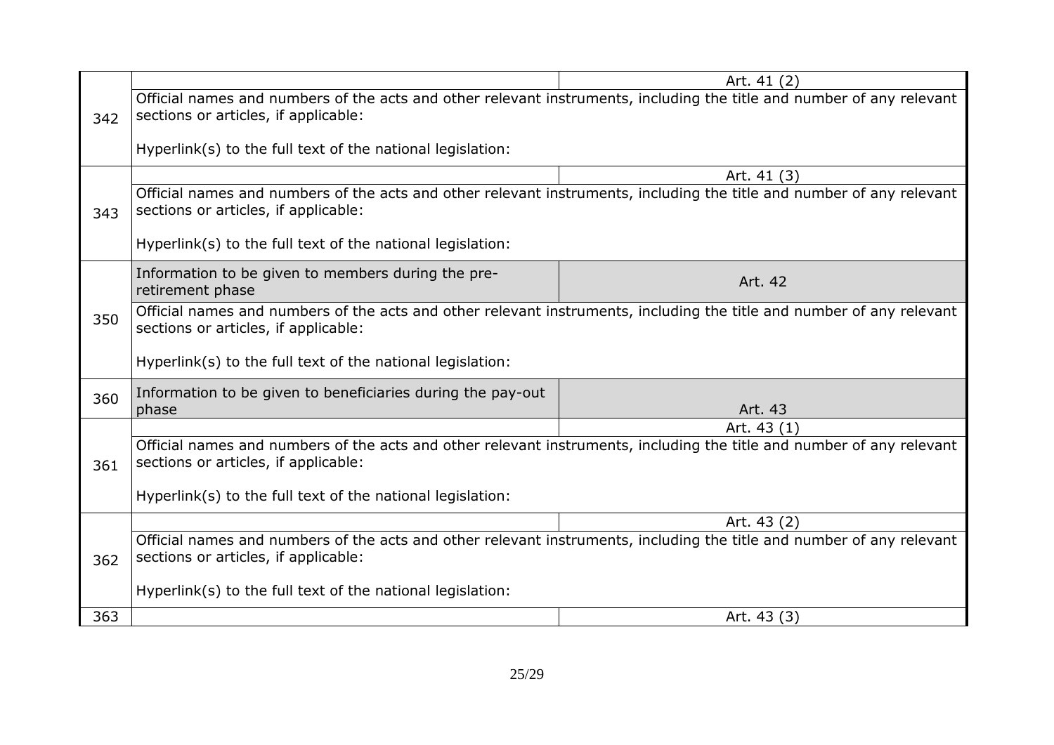| | | |
|---|---|---|
| 342 | | Art. 41 (2) |
| | Official names and numbers of the acts and other relevant instruments, including the title and number of any relevant sections or articles, if applicable:<br><br>Hyperlink(s) to the full text of the national legislation: | |
| 343 | | Art. 41 (3) |
| | Official names and numbers of the acts and other relevant instruments, including the title and number of any relevant sections or articles, if applicable:<br><br>Hyperlink(s) to the full text of the national legislation: | |
| 350 | Information to be given to members during the pre-retirement phase | Art. 42 |
| | Official names and numbers of the acts and other relevant instruments, including the title and number of any relevant sections or articles, if applicable:<br><br>Hyperlink(s) to the full text of the national legislation: | |
| 360 | Information to be given to beneficiaries during the pay-out phase | Art. 43 |
| 361 | | Art. 43 (1) |
| | Official names and numbers of the acts and other relevant instruments, including the title and number of any relevant sections or articles, if applicable:<br><br>Hyperlink(s) to the full text of the national legislation: | |
| 362 | | Art. 43 (2) |
| | Official names and numbers of the acts and other relevant instruments, including the title and number of any relevant sections or articles, if applicable:<br><br>Hyperlink(s) to the full text of the national legislation: | |
| 363 | | Art. 43 (3) |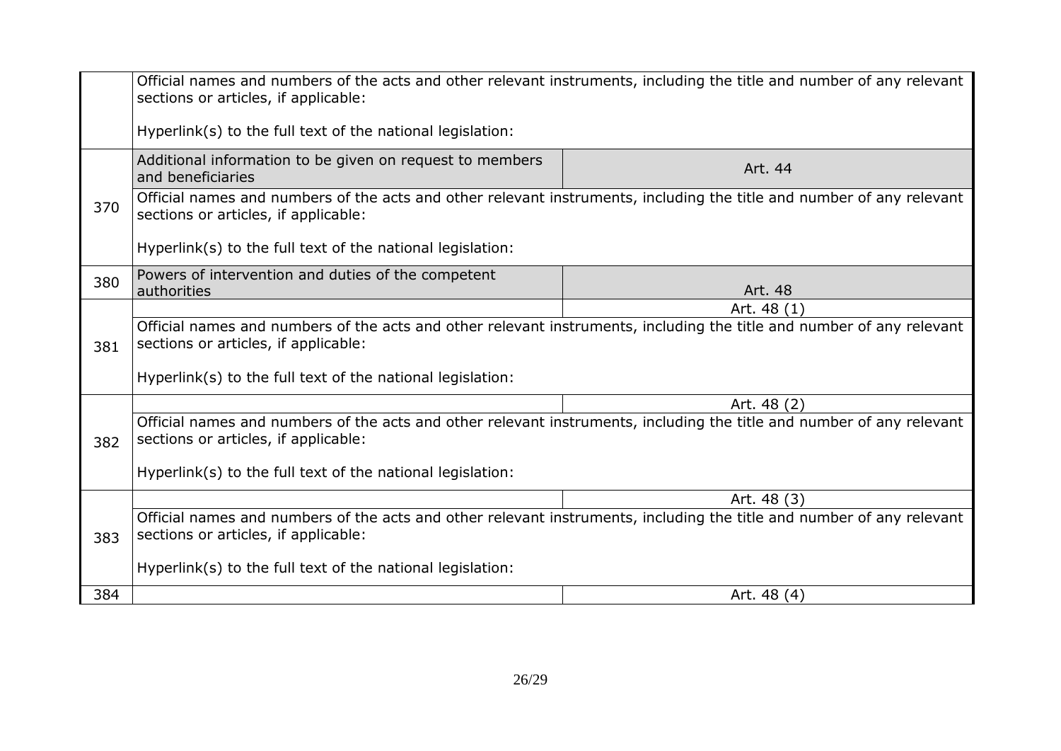| | | |
|---|---|---|
| | Official names and numbers of the acts and other relevant instruments, including the title and number of any relevant sections or articles, if applicable:<br><br>Hyperlink(s) to the full text of the national legislation: | |
| 370 | Additional information to be given on request to members and beneficiaries | Art. 44 |
| | Official names and numbers of the acts and other relevant instruments, including the title and number of any relevant sections or articles, if applicable:<br><br>Hyperlink(s) to the full text of the national legislation: | |
| 380 | Powers of intervention and duties of the competent authorities | Art. 48 |
| 381 | | Art. 48 (1) |
| | Official names and numbers of the acts and other relevant instruments, including the title and number of any relevant sections or articles, if applicable:<br><br>Hyperlink(s) to the full text of the national legislation: | |
| 382 | | Art. 48 (2) |
| | Official names and numbers of the acts and other relevant instruments, including the title and number of any relevant sections or articles, if applicable:<br><br>Hyperlink(s) to the full text of the national legislation: | |
| 383 | | Art. 48 (3) |
| | Official names and numbers of the acts and other relevant instruments, including the title and number of any relevant sections or articles, if applicable:<br><br>Hyperlink(s) to the full text of the national legislation: | |
| 384 | | Art. 48 (4) |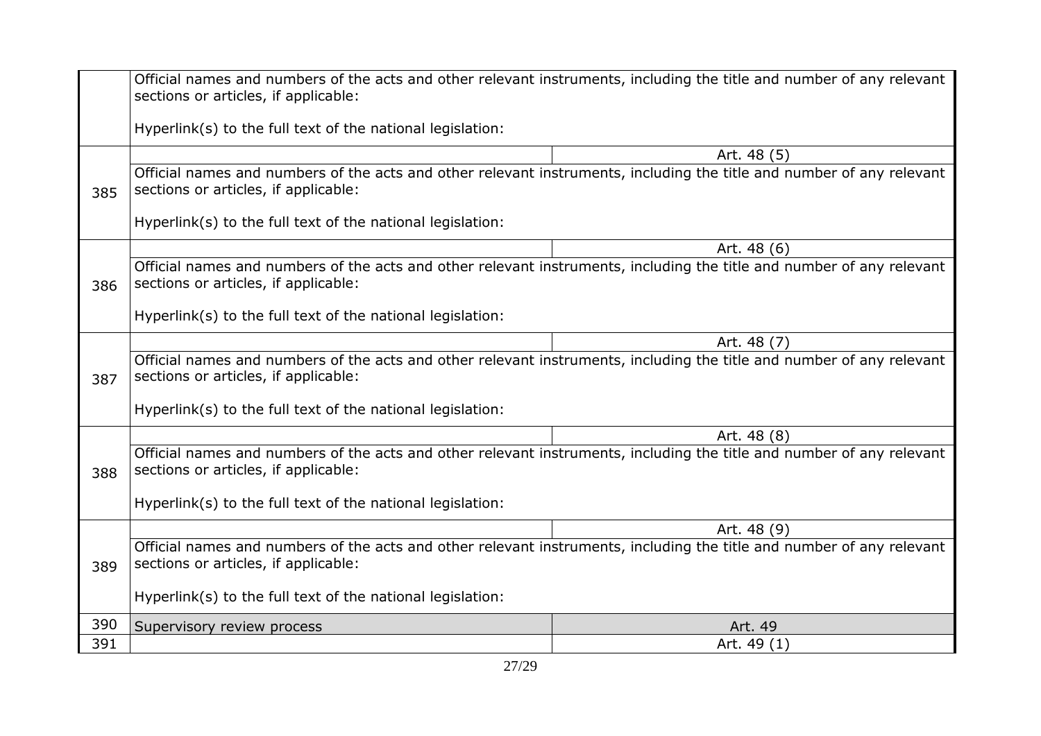| | | |
|---|---|---|
| | Official names and numbers of the acts and other relevant instruments, including the title and number of any relevant sections or articles, if applicable:<br><br>Hyperlink(s) to the full text of the national legislation: | |
| 385 | | Art. 48 (5) |
| | Official names and numbers of the acts and other relevant instruments, including the title and number of any relevant sections or articles, if applicable:<br><br>Hyperlink(s) to the full text of the national legislation: | |
| 386 | | Art. 48 (6) |
| | Official names and numbers of the acts and other relevant instruments, including the title and number of any relevant sections or articles, if applicable:<br><br>Hyperlink(s) to the full text of the national legislation: | |
| 387 | | Art. 48 (7) |
| | Official names and numbers of the acts and other relevant instruments, including the title and number of any relevant sections or articles, if applicable:<br><br>Hyperlink(s) to the full text of the national legislation: | |
| 388 | | Art. 48 (8) |
| | Official names and numbers of the acts and other relevant instruments, including the title and number of any relevant sections or articles, if applicable:<br><br>Hyperlink(s) to the full text of the national legislation: | |
| 389 | | Art. 48 (9) |
| | Official names and numbers of the acts and other relevant instruments, including the title and number of any relevant sections or articles, if applicable:<br><br>Hyperlink(s) to the full text of the national legislation: | |
| 390 | Supervisory review process | Art. 49 |
| 391 | | Art. 49 (1) |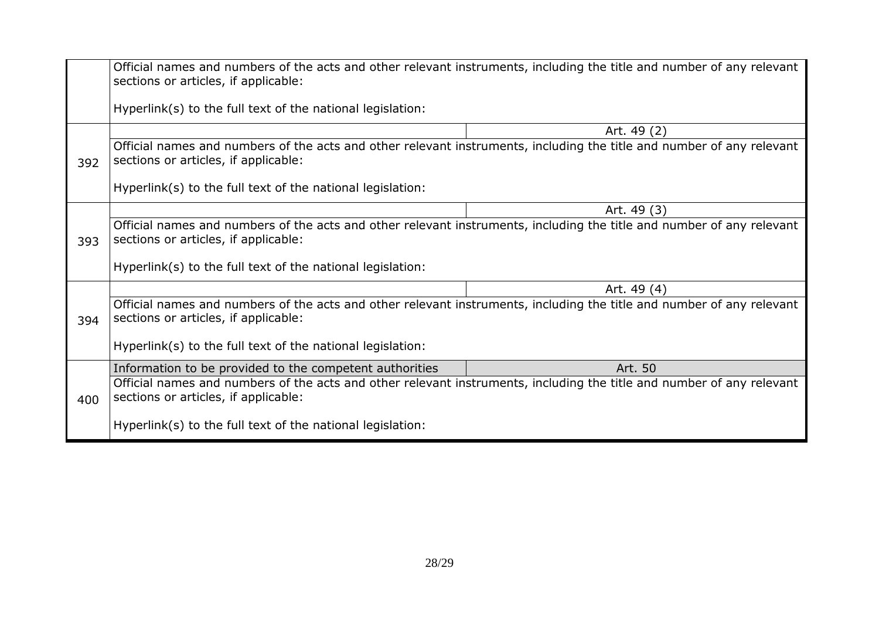| | | |
|---|---|---|
| | Official names and numbers of the acts and other relevant instruments, including the title and number of any relevant sections or articles, if applicable:<br><br>Hyperlink(s) to the full text of the national legislation: | |
| 392 | | Art. 49 (2) |
| | Official names and numbers of the acts and other relevant instruments, including the title and number of any relevant sections or articles, if applicable:<br><br>Hyperlink(s) to the full text of the national legislation: | |
| 393 | | Art. 49 (3) |
| | Official names and numbers of the acts and other relevant instruments, including the title and number of any relevant sections or articles, if applicable:<br><br>Hyperlink(s) to the full text of the national legislation: | |
| 394 | | Art. 49 (4) |
| | Official names and numbers of the acts and other relevant instruments, including the title and number of any relevant sections or articles, if applicable:<br><br>Hyperlink(s) to the full text of the national legislation: | |
| 400 | Information to be provided to the competent authorities | Art. 50 |
| | Official names and numbers of the acts and other relevant instruments, including the title and number of any relevant sections or articles, if applicable:<br><br>Hyperlink(s) to the full text of the national legislation: | |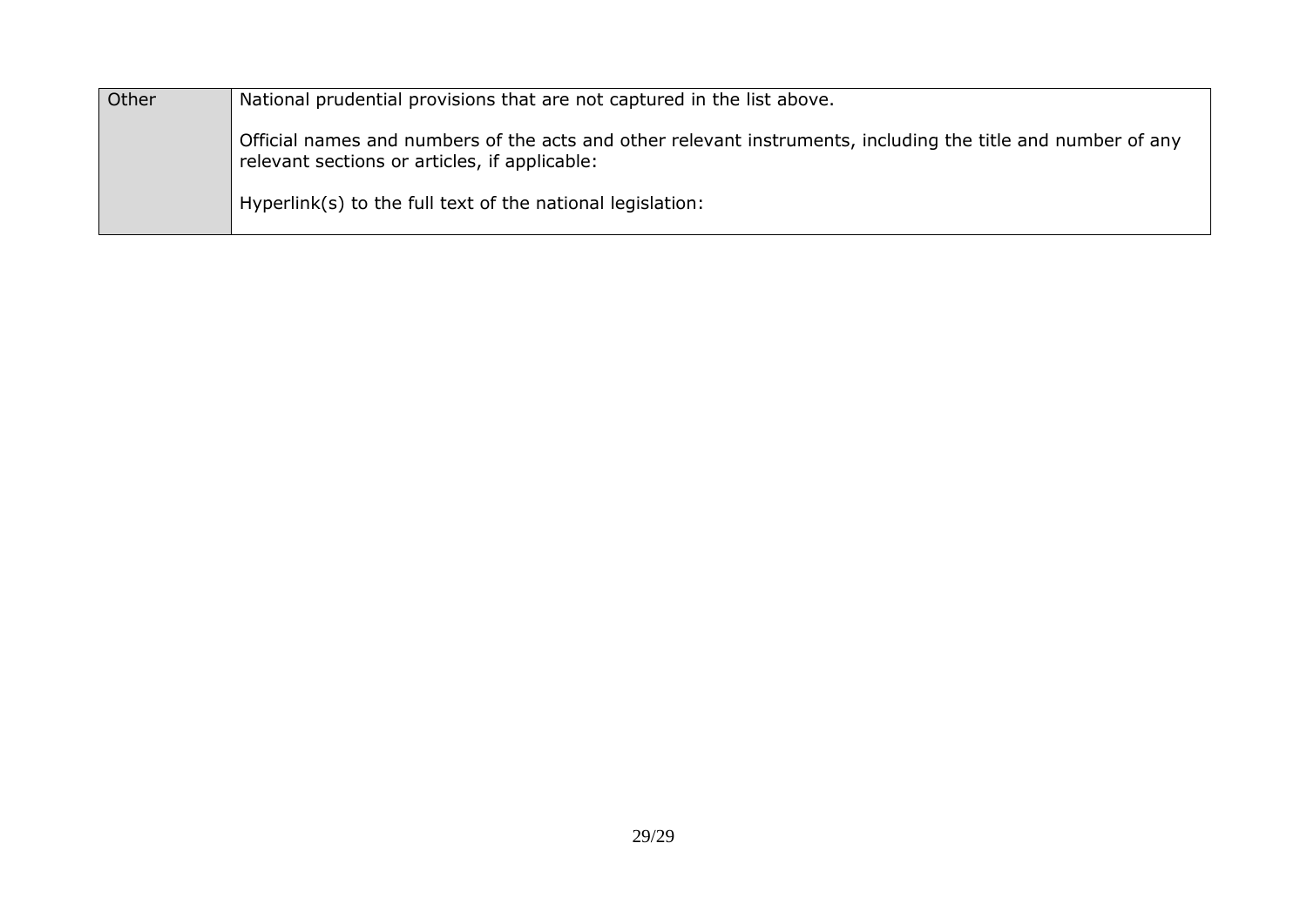| | |
|---|---|
| Other | National prudential provisions that are not captured in the list above.<br><br>Official names and numbers of the acts and other relevant instruments, including the title and number of any relevant sections or articles, if applicable:<br><br>Hyperlink(s) to the full text of the national legislation: |